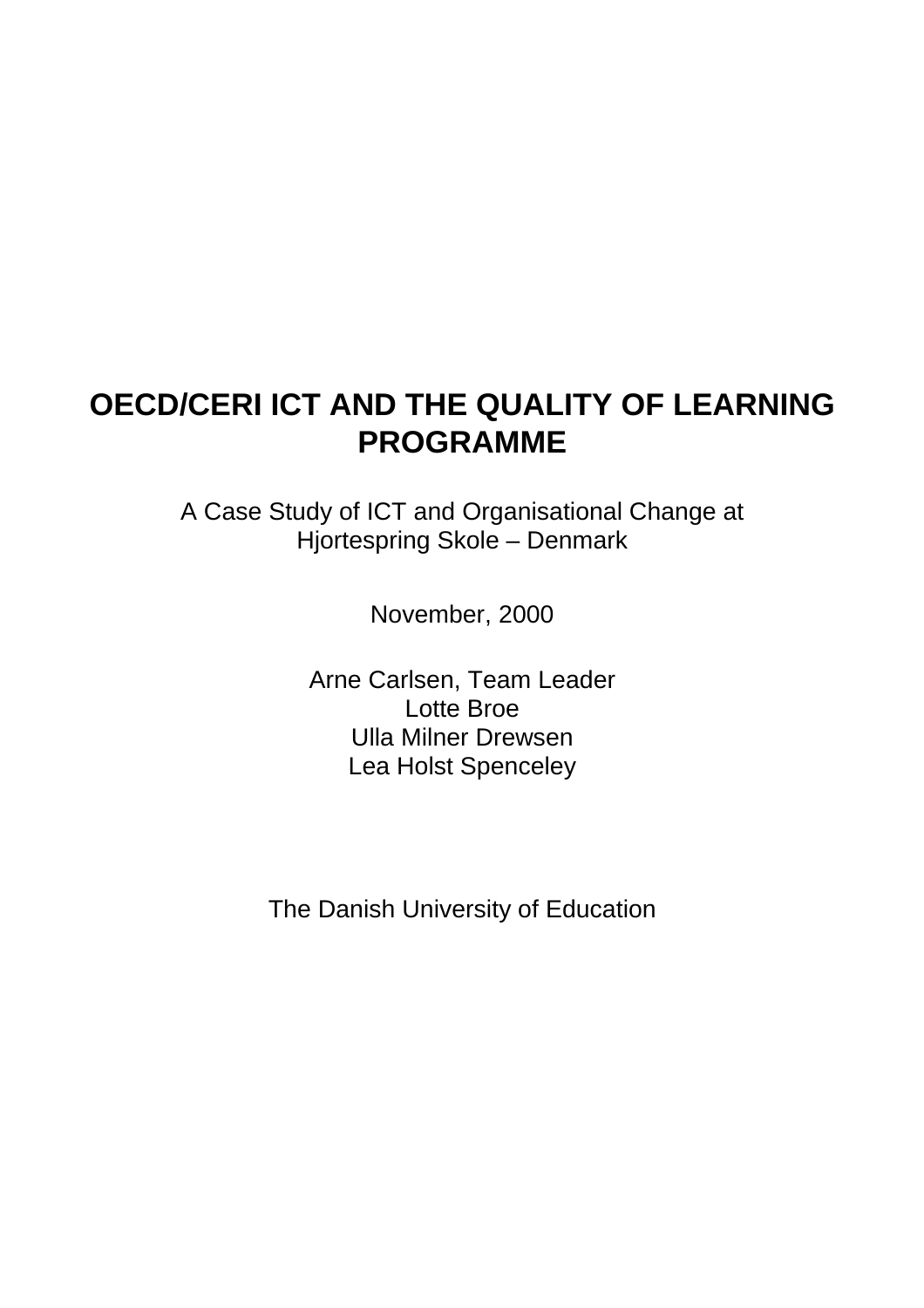# OECD/CERI ICT AND THE QUALITY OF LEARNING PROGRAMME

A Case Study of ICT and Organisational Change at
Hjortespring Skole – Denmark

November, 2000

Arne Carlsen, Team Leader
Lotte Broe
Ulla Milner Drewsen
Lea Holst Spenceley

The Danish University of Education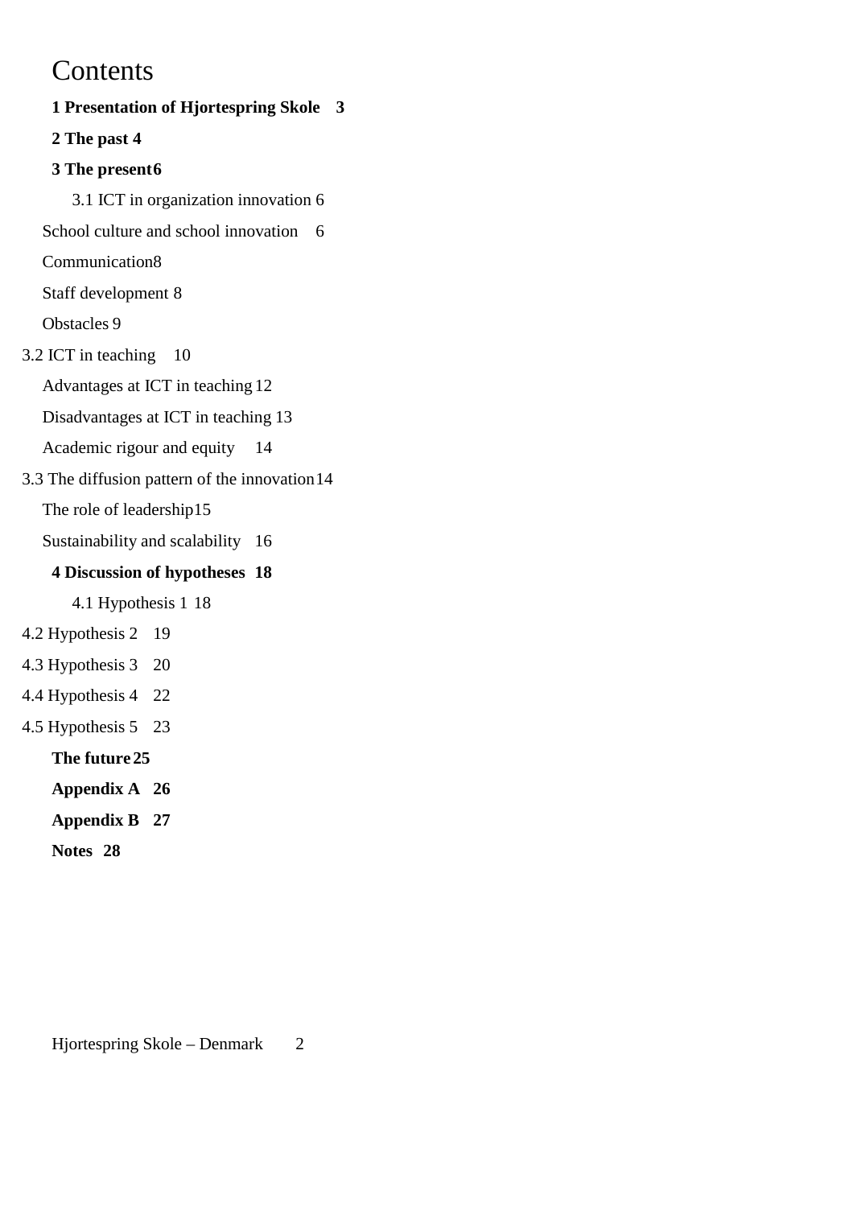# Contents

**1 Presentation of Hjortespring Skole 3**

**2 The past 4**

**3 The present 6**

3.1 ICT in organization innovation 6

School culture and school innovation 6

Communication 8

Staff development 8

Obstacles 9

3.2 ICT in teaching 10

Advantages at ICT in teaching 12

Disadvantages at ICT in teaching 13

Academic rigour and equity 14

3.3 The diffusion pattern of the innovation 14

The role of leadership 15

Sustainability and scalability 16

**4 Discussion of hypotheses 18**

4.1 Hypothesis 1 18

4.2 Hypothesis 2 19

4.3 Hypothesis 3 20

4.4 Hypothesis 4 22

4.5 Hypothesis 5 23

**The future 25**

**Appendix A 26**

**Appendix B 27**

**Notes 28**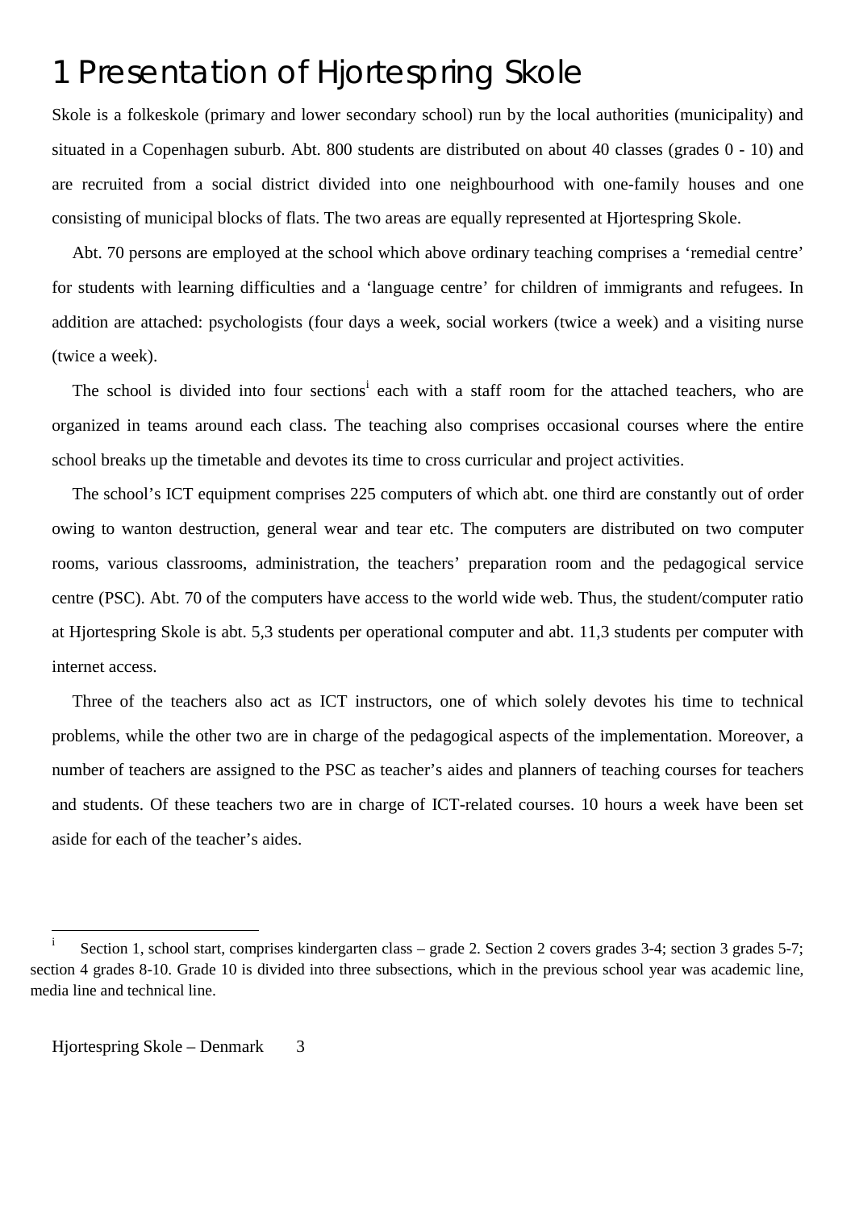# 1 Presentation of Hjortespring Skole

Skole is a folkeskole (primary and lower secondary school) run by the local authorities (municipality) and situated in a Copenhagen suburb. Abt. 800 students are distributed on about 40 classes (grades 0 - 10) and are recruited from a social district divided into one neighbourhood with one-family houses and one consisting of municipal blocks of flats. The two areas are equally represented at Hjortespring Skole.

Abt. 70 persons are employed at the school which above ordinary teaching comprises a 'remedial centre' for students with learning difficulties and a 'language centre' for children of immigrants and refugees. In addition are attached: psychologists (four days a week, social workers (twice a week) and a visiting nurse (twice a week).

The school is divided into four sections[i] each with a staff room for the attached teachers, who are organized in teams around each class. The teaching also comprises occasional courses where the entire school breaks up the timetable and devotes its time to cross curricular and project activities.

The school's ICT equipment comprises 225 computers of which abt. one third are constantly out of order owing to wanton destruction, general wear and tear etc. The computers are distributed on two computer rooms, various classrooms, administration, the teachers' preparation room and the pedagogical service centre (PSC). Abt. 70 of the computers have access to the world wide web. Thus, the student/computer ratio at Hjortespring Skole is abt. 5,3 students per operational computer and abt. 11,3 students per computer with internet access.

Three of the teachers also act as ICT instructors, one of which solely devotes his time to technical problems, while the other two are in charge of the pedagogical aspects of the implementation. Moreover, a number of teachers are assigned to the PSC as teacher's aides and planners of teaching courses for teachers and students. Of these teachers two are in charge of ICT-related courses. 10 hours a week have been set aside for each of the teacher's aides.

---

[i] Section 1, school start, comprises kindergarten class – grade 2. Section 2 covers grades 3-4; section 3 grades 5-7; section 4 grades 8-10. Grade 10 is divided into three subsections, which in the previous school year was academic line, media line and technical line.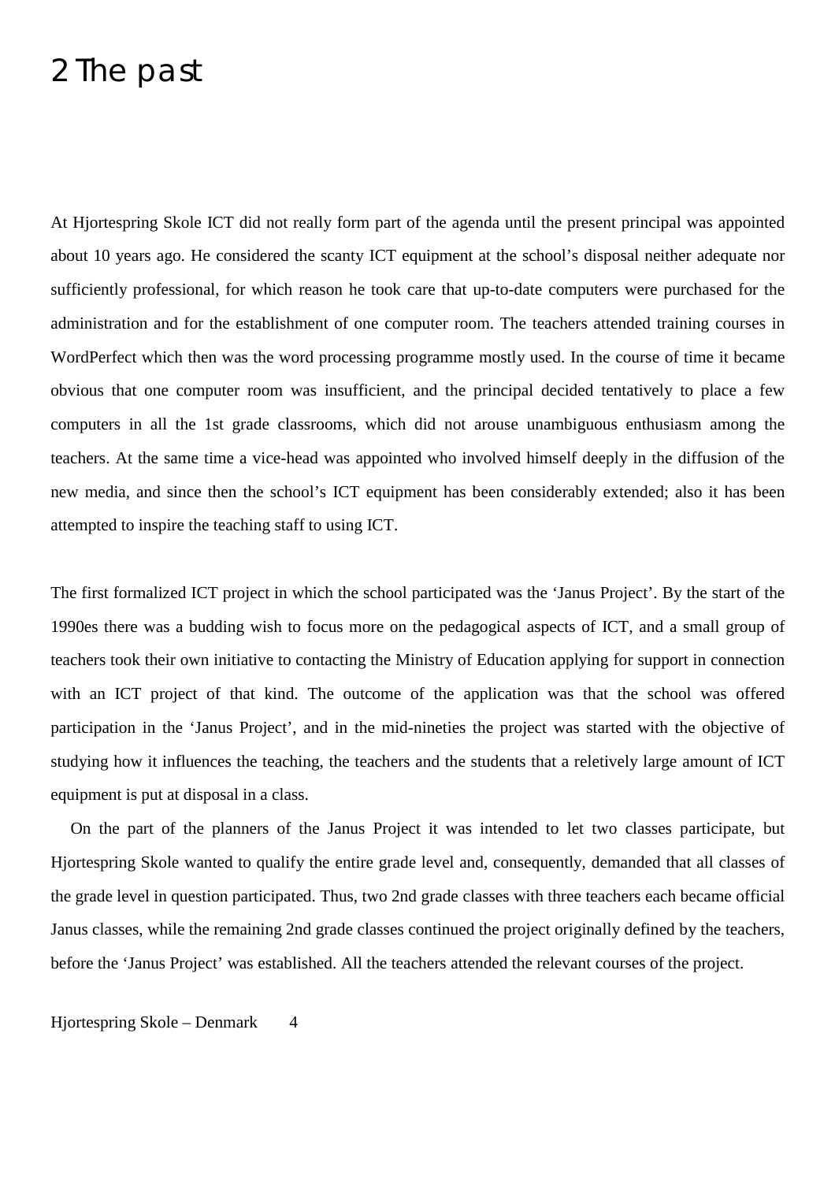# 2 The past

At Hjortespring Skole ICT did not really form part of the agenda until the present principal was appointed about 10 years ago. He considered the scanty ICT equipment at the school's disposal neither adequate nor sufficiently professional, for which reason he took care that up-to-date computers were purchased for the administration and for the establishment of one computer room. The teachers attended training courses in WordPerfect which then was the word processing programme mostly used. In the course of time it became obvious that one computer room was insufficient, and the principal decided tentatively to place a few computers in all the 1st grade classrooms, which did not arouse unambiguous enthusiasm among the teachers. At the same time a vice-head was appointed who involved himself deeply in the diffusion of the new media, and since then the school's ICT equipment has been considerably extended; also it has been attempted to inspire the teaching staff to using ICT.

The first formalized ICT project in which the school participated was the 'Janus Project'. By the start of the 1990es there was a budding wish to focus more on the pedagogical aspects of ICT, and a small group of teachers took their own initiative to contacting the Ministry of Education applying for support in connection with an ICT project of that kind. The outcome of the application was that the school was offered participation in the 'Janus Project', and in the mid-nineties the project was started with the objective of studying how it influences the teaching, the teachers and the students that a reletively large amount of ICT equipment is put at disposal in a class.

On the part of the planners of the Janus Project it was intended to let two classes participate, but Hjortespring Skole wanted to qualify the entire grade level and, consequently, demanded that all classes of the grade level in question participated. Thus, two 2nd grade classes with three teachers each became official Janus classes, while the remaining 2nd grade classes continued the project originally defined by the teachers, before the 'Janus Project' was established. All the teachers attended the relevant courses of the project.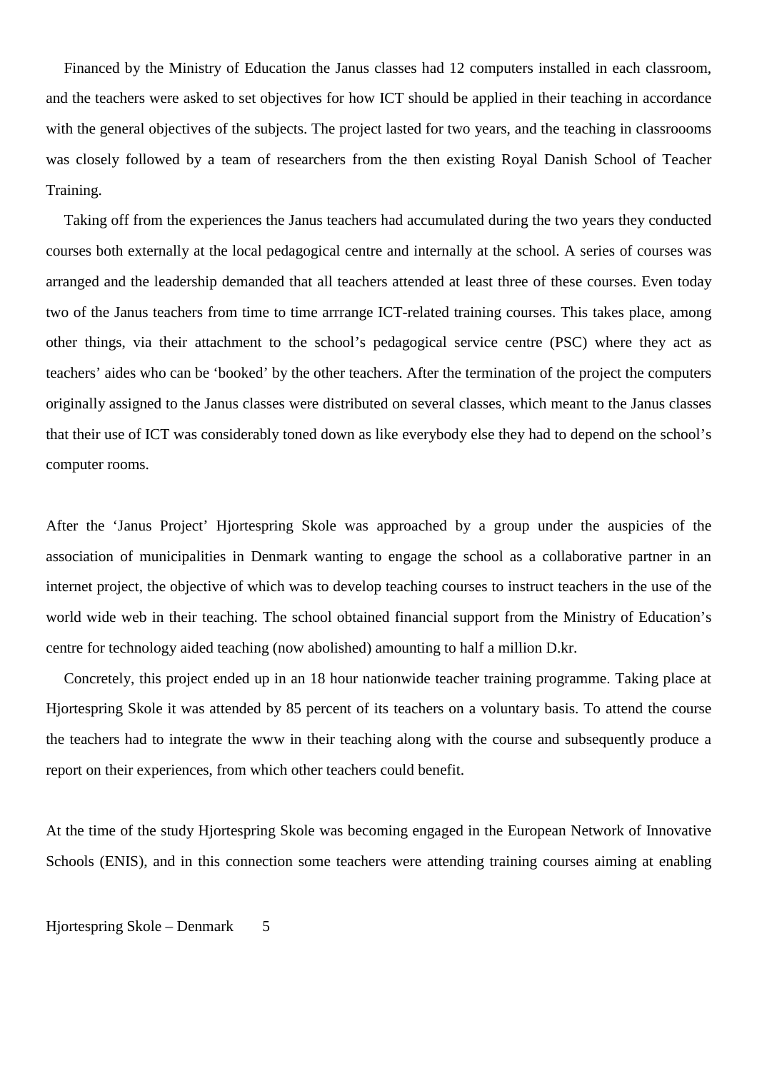Financed by the Ministry of Education the Janus classes had 12 computers installed in each classroom, and the teachers were asked to set objectives for how ICT should be applied in their teaching in accordance with the general objectives of the subjects. The project lasted for two years, and the teaching in classroooms was closely followed by a team of researchers from the then existing Royal Danish School of Teacher Training.

Taking off from the experiences the Janus teachers had accumulated during the two years they conducted courses both externally at the local pedagogical centre and internally at the school. A series of courses was arranged and the leadership demanded that all teachers attended at least three of these courses. Even today two of the Janus teachers from time to time arrrange ICT-related training courses. This takes place, among other things, via their attachment to the school's pedagogical service centre (PSC) where they act as teachers' aides who can be 'booked' by the other teachers. After the termination of the project the computers originally assigned to the Janus classes were distributed on several classes, which meant to the Janus classes that their use of ICT was considerably toned down as like everybody else they had to depend on the school's computer rooms.

After the 'Janus Project' Hjortespring Skole was approached by a group under the auspicies of the association of municipalities in Denmark wanting to engage the school as a collaborative partner in an internet project, the objective of which was to develop teaching courses to instruct teachers in the use of the world wide web in their teaching. The school obtained financial support from the Ministry of Education's centre for technology aided teaching (now abolished) amounting to half a million D.kr.

Concretely, this project ended up in an 18 hour nationwide teacher training programme. Taking place at Hjortespring Skole it was attended by 85 percent of its teachers on a voluntary basis. To attend the course the teachers had to integrate the www in their teaching along with the course and subsequently produce a report on their experiences, from which other teachers could benefit.

At the time of the study Hjortespring Skole was becoming engaged in the European Network of Innovative Schools (ENIS), and in this connection some teachers were attending training courses aiming at enabling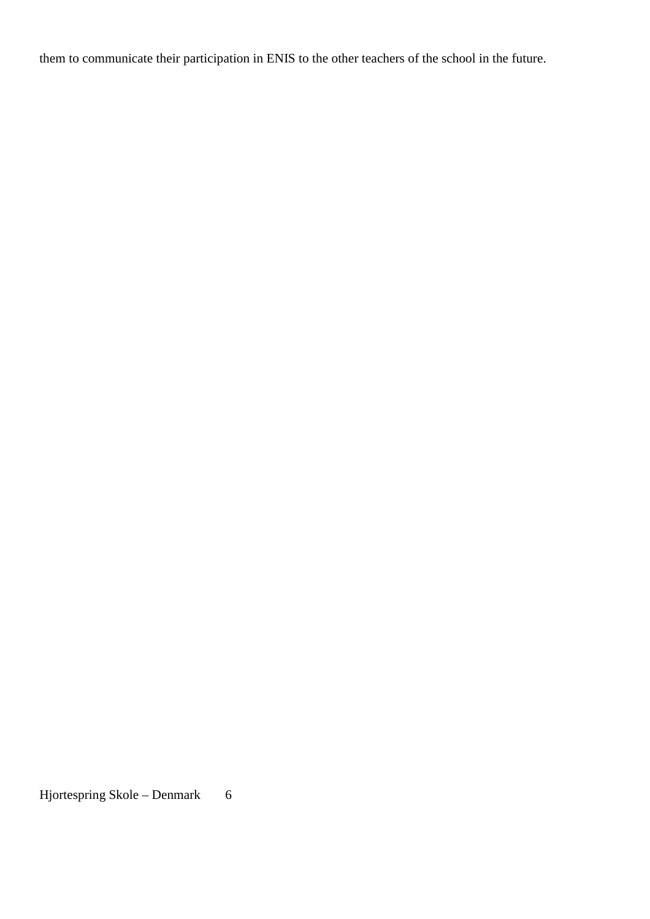them to communicate their participation in ENIS to the other teachers of the school in the future.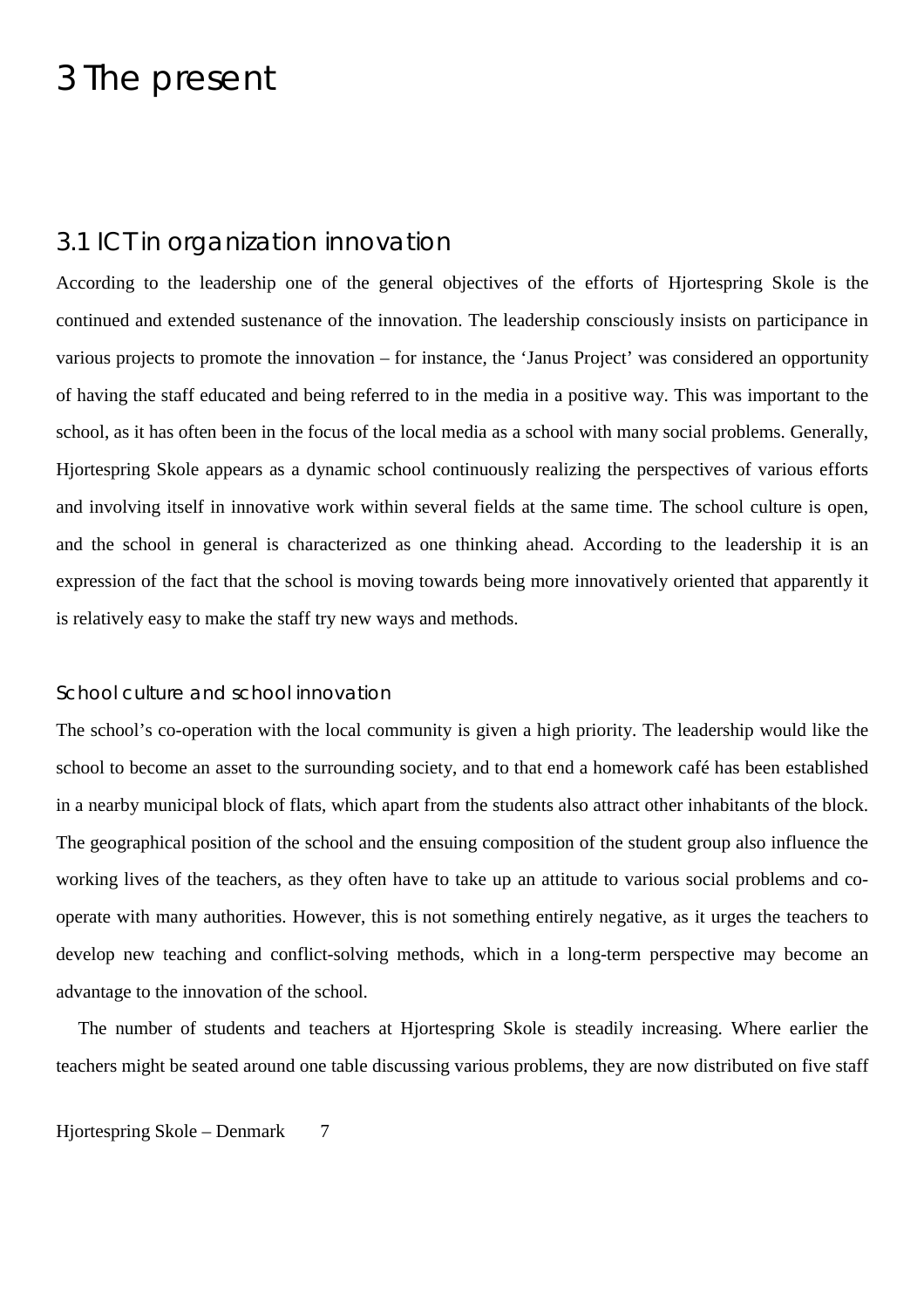# 3 The present

## 3.1 ICT in organization innovation

According to the leadership one of the general objectives of the efforts of Hjortespring Skole is the continued and extended sustenance of the innovation. The leadership consciously insists on participance in various projects to promote the innovation – for instance, the 'Janus Project' was considered an opportunity of having the staff educated and being referred to in the media in a positive way. This was important to the school, as it has often been in the focus of the local media as a school with many social problems. Generally, Hjortespring Skole appears as a dynamic school continuously realizing the perspectives of various efforts and involving itself in innovative work within several fields at the same time. The school culture is open, and the school in general is characterized as one thinking ahead. According to the leadership it is an expression of the fact that the school is moving towards being more innovatively oriented that apparently it is relatively easy to make the staff try new ways and methods.

### School culture and school innovation

The school's co-operation with the local community is given a high priority. The leadership would like the school to become an asset to the surrounding society, and to that end a homework café has been established in a nearby municipal block of flats, which apart from the students also attract other inhabitants of the block. The geographical position of the school and the ensuing composition of the student group also influence the working lives of the teachers, as they often have to take up an attitude to various social problems and co-operate with many authorities. However, this is not something entirely negative, as it urges the teachers to develop new teaching and conflict-solving methods, which in a long-term perspective may become an advantage to the innovation of the school.

The number of students and teachers at Hjortespring Skole is steadily increasing. Where earlier the teachers might be seated around one table discussing various problems, they are now distributed on five staff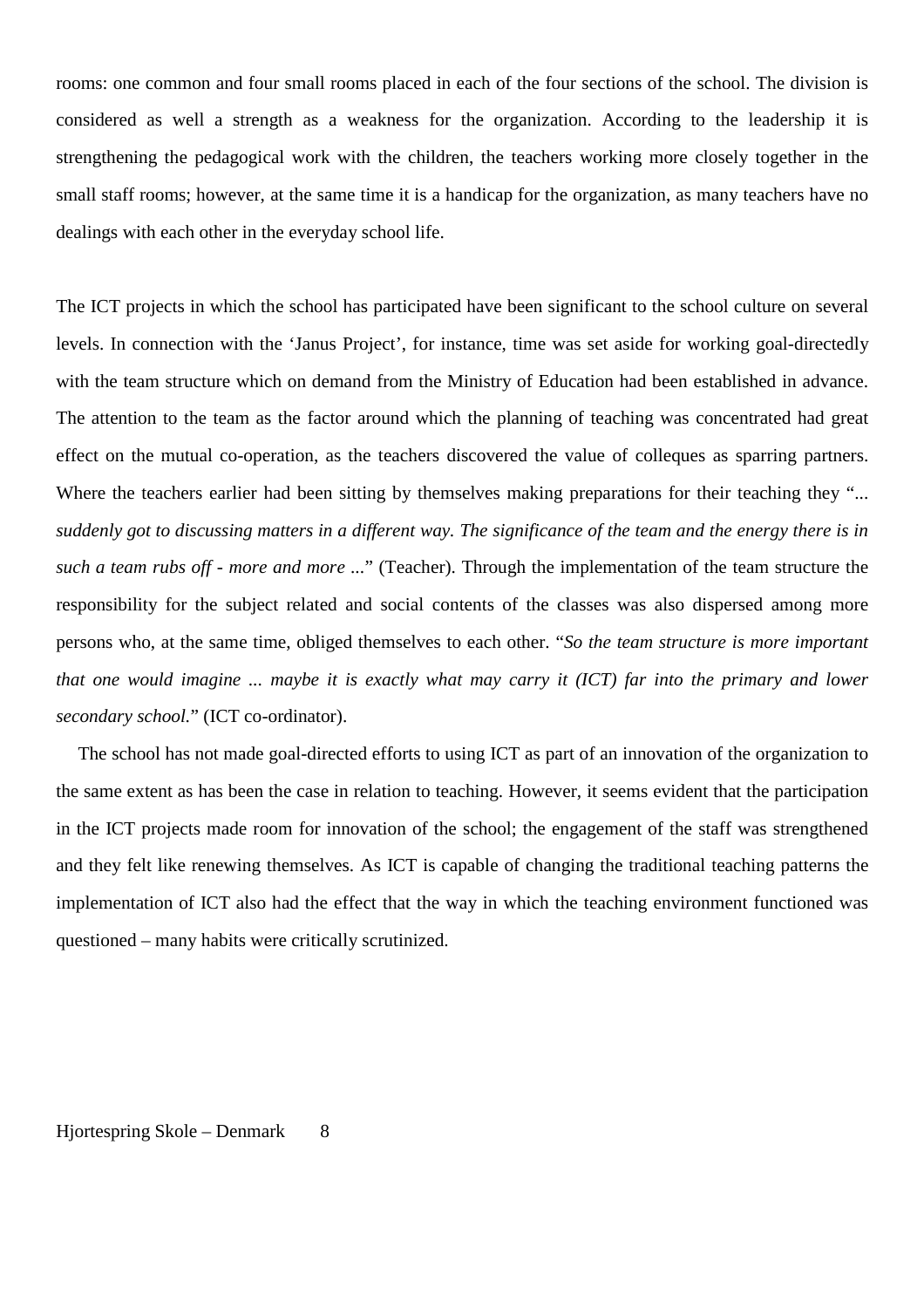rooms: one common and four small rooms placed in each of the four sections of the school. The division is considered as well a strength as a weakness for the organization. According to the leadership it is strengthening the pedagogical work with the children, the teachers working more closely together in the small staff rooms; however, at the same time it is a handicap for the organization, as many teachers have no dealings with each other in the everyday school life.

The ICT projects in which the school has participated have been significant to the school culture on several levels. In connection with the 'Janus Project', for instance, time was set aside for working goal-directedly with the team structure which on demand from the Ministry of Education had been established in advance. The attention to the team as the factor around which the planning of teaching was concentrated had great effect on the mutual co-operation, as the teachers discovered the value of colleques as sparring partners. Where the teachers earlier had been sitting by themselves making preparations for their teaching they "... *suddenly got to discussing matters in a different way. The significance of the team and the energy there is in such a team rubs off - more and more ...*" (Teacher). Through the implementation of the team structure the responsibility for the subject related and social contents of the classes was also dispersed among more persons who, at the same time, obliged themselves to each other. "*So the team structure is more important that one would imagine ... maybe it is exactly what may carry it (ICT) far into the primary and lower secondary school.*" (ICT co-ordinator).

The school has not made goal-directed efforts to using ICT as part of an innovation of the organization to the same extent as has been the case in relation to teaching. However, it seems evident that the participation in the ICT projects made room for innovation of the school; the engagement of the staff was strengthened and they felt like renewing themselves. As ICT is capable of changing the traditional teaching patterns the implementation of ICT also had the effect that the way in which the teaching environment functioned was questioned – many habits were critically scrutinized.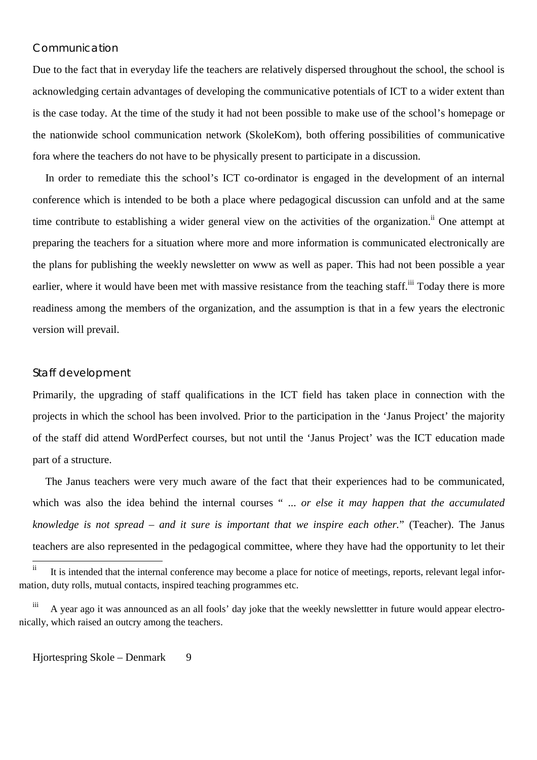### Communication

Due to the fact that in everyday life the teachers are relatively dispersed throughout the school, the school is acknowledging certain advantages of developing the communicative potentials of ICT to a wider extent than is the case today. At the time of the study it had not been possible to make use of the school's homepage or the nationwide school communication network (SkoleKom), both offering possibilities of communicative fora where the teachers do not have to be physically present to participate in a discussion.

In order to remediate this the school's ICT co-ordinator is engaged in the development of an internal conference which is intended to be both a place where pedagogical discussion can unfold and at the same time contribute to establishing a wider general view on the activities of the organization.[ii] One attempt at preparing the teachers for a situation where more and more information is communicated electronically are the plans for publishing the weekly newsletter on www as well as paper. This had not been possible a year earlier, where it would have been met with massive resistance from the teaching staff.[iii] Today there is more readiness among the members of the organization, and the assumption is that in a few years the electronic version will prevail.

### Staff development

Primarily, the upgrading of staff qualifications in the ICT field has taken place in connection with the projects in which the school has been involved. Prior to the participation in the 'Janus Project' the majority of the staff did attend WordPerfect courses, but not until the 'Janus Project' was the ICT education made part of a structure.

The Janus teachers were very much aware of the fact that their experiences had to be communicated, which was also the idea behind the internal courses " *... or else it may happen that the accumulated knowledge is not spread – and it sure is important that we inspire each other.*" (Teacher). The Janus teachers are also represented in the pedagogical committee, where they have had the opportunity to let their

---

[ii] It is intended that the internal conference may become a place for notice of meetings, reports, relevant legal information, duty rolls, mutual contacts, inspired teaching programmes etc.

[iii] A year ago it was announced as an all fools' day joke that the weekly newslettter in future would appear electronically, which raised an outcry among the teachers.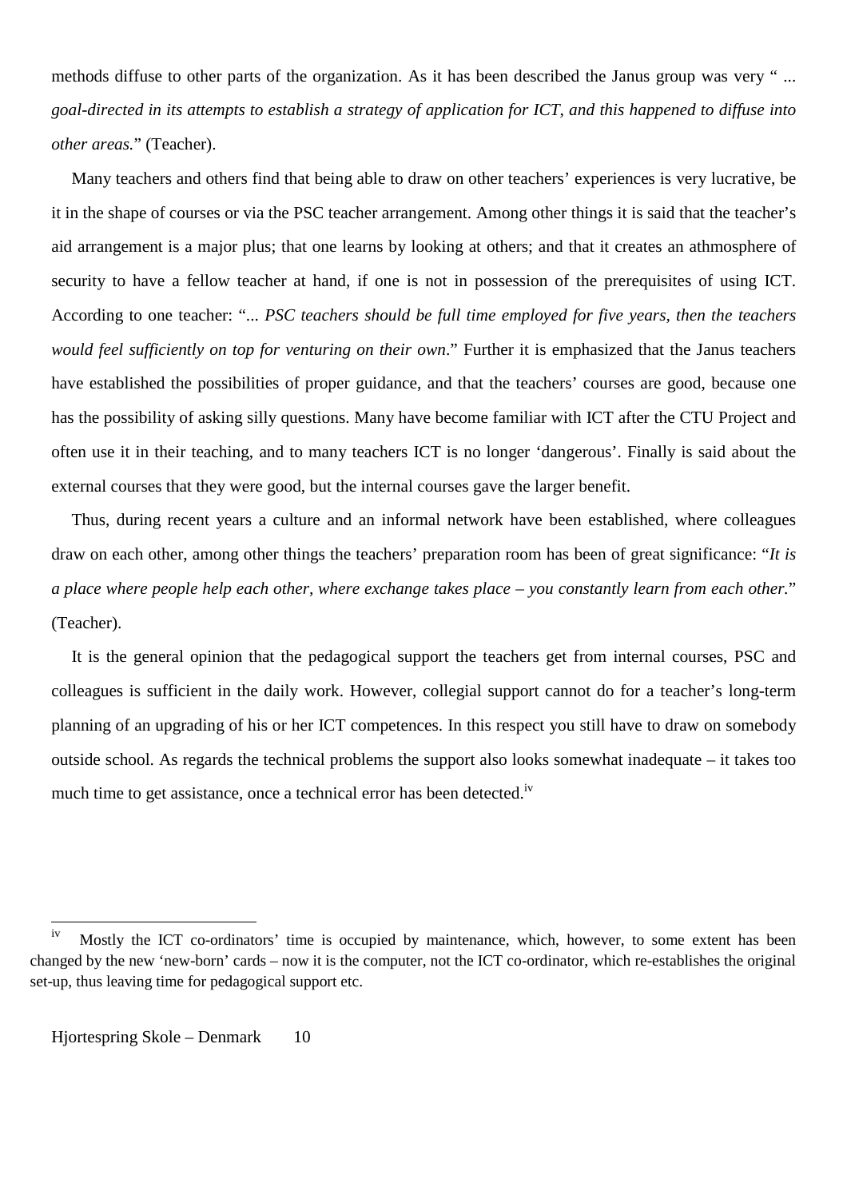methods diffuse to other parts of the organization. As it has been described the Janus group was very " ... *goal-directed in its attempts to establish a strategy of application for ICT, and this happened to diffuse into other areas.*" (Teacher).

Many teachers and others find that being able to draw on other teachers' experiences is very lucrative, be it in the shape of courses or via the PSC teacher arrangement. Among other things it is said that the teacher's aid arrangement is a major plus; that one learns by looking at others; and that it creates an athmosphere of security to have a fellow teacher at hand, if one is not in possession of the prerequisites of using ICT. According to one teacher: "*... PSC teachers should be full time employed for five years, then the teachers would feel sufficiently on top for venturing on their own*." Further it is emphasized that the Janus teachers have established the possibilities of proper guidance, and that the teachers' courses are good, because one has the possibility of asking silly questions. Many have become familiar with ICT after the CTU Project and often use it in their teaching, and to many teachers ICT is no longer 'dangerous'. Finally is said about the external courses that they were good, but the internal courses gave the larger benefit.

Thus, during recent years a culture and an informal network have been established, where colleagues draw on each other, among other things the teachers' preparation room has been of great significance: "*It is a place where people help each other, where exchange takes place – you constantly learn from each other.*" (Teacher).

It is the general opinion that the pedagogical support the teachers get from internal courses, PSC and colleagues is sufficient in the daily work. However, collegial support cannot do for a teacher's long-term planning of an upgrading of his or her ICT competences. In this respect you still have to draw on somebody outside school. As regards the technical problems the support also looks somewhat inadequate – it takes too much time to get assistance, once a technical error has been detected.[iv]

---

[iv] Mostly the ICT co-ordinators' time is occupied by maintenance, which, however, to some extent has been changed by the new 'new-born' cards – now it is the computer, not the ICT co-ordinator, which re-establishes the original set-up, thus leaving time for pedagogical support etc.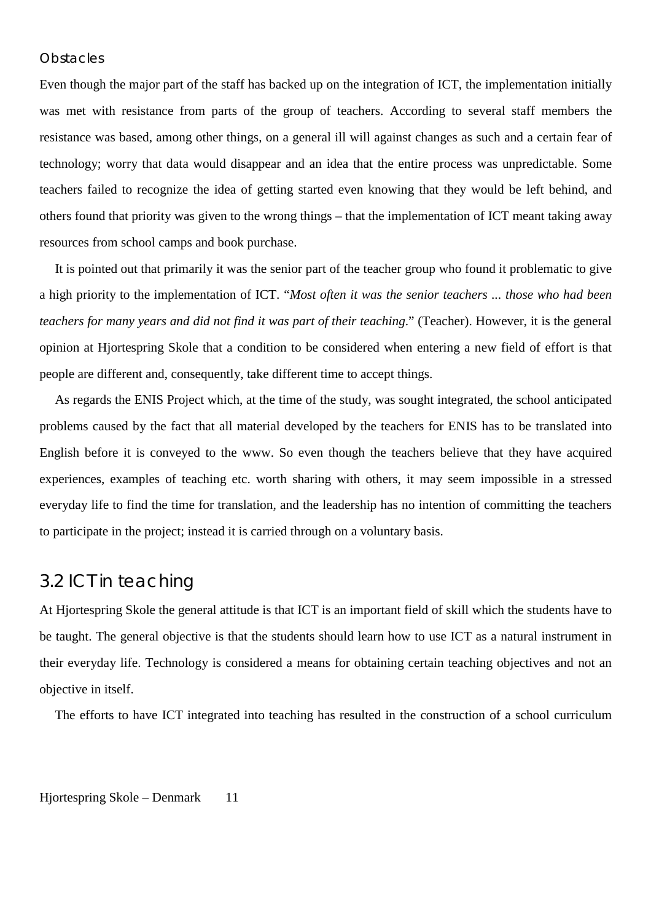### Obstacles

Even though the major part of the staff has backed up on the integration of ICT, the implementation initially was met with resistance from parts of the group of teachers. According to several staff members the resistance was based, among other things, on a general ill will against changes as such and a certain fear of technology; worry that data would disappear and an idea that the entire process was unpredictable. Some teachers failed to recognize the idea of getting started even knowing that they would be left behind, and others found that priority was given to the wrong things – that the implementation of ICT meant taking away resources from school camps and book purchase.

It is pointed out that primarily it was the senior part of the teacher group who found it problematic to give a high priority to the implementation of ICT. "*Most often it was the senior teachers ... those who had been teachers for many years and did not find it was part of their teaching*." (Teacher). However, it is the general opinion at Hjortespring Skole that a condition to be considered when entering a new field of effort is that people are different and, consequently, take different time to accept things.

As regards the ENIS Project which, at the time of the study, was sought integrated, the school anticipated problems caused by the fact that all material developed by the teachers for ENIS has to be translated into English before it is conveyed to the www. So even though the teachers believe that they have acquired experiences, examples of teaching etc. worth sharing with others, it may seem impossible in a stressed everyday life to find the time for translation, and the leadership has no intention of committing the teachers to participate in the project; instead it is carried through on a voluntary basis.

## 3.2 ICT in teaching

At Hjortespring Skole the general attitude is that ICT is an important field of skill which the students have to be taught. The general objective is that the students should learn how to use ICT as a natural instrument in their everyday life. Technology is considered a means for obtaining certain teaching objectives and not an objective in itself.

The efforts to have ICT integrated into teaching has resulted in the construction of a school curriculum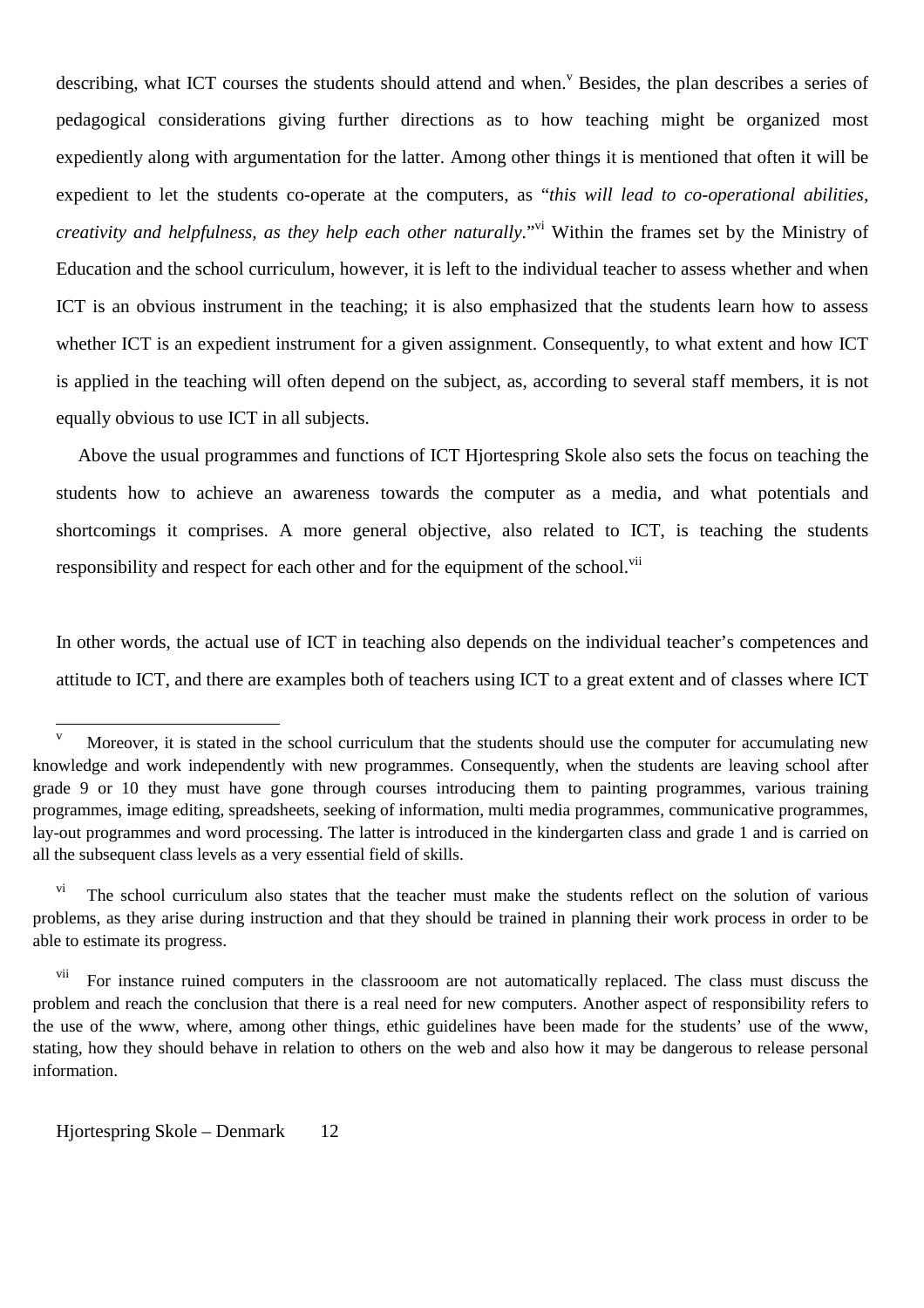describing, what ICT courses the students should attend and when.[v] Besides, the plan describes a series of pedagogical considerations giving further directions as to how teaching might be organized most expediently along with argumentation for the latter. Among other things it is mentioned that often it will be expedient to let the students co-operate at the computers, as "*this will lead to co-operational abilities, creativity and helpfulness, as they help each other naturally*."[vi] Within the frames set by the Ministry of Education and the school curriculum, however, it is left to the individual teacher to assess whether and when ICT is an obvious instrument in the teaching; it is also emphasized that the students learn how to assess whether ICT is an expedient instrument for a given assignment. Consequently, to what extent and how ICT is applied in the teaching will often depend on the subject, as, according to several staff members, it is not equally obvious to use ICT in all subjects.

Above the usual programmes and functions of ICT Hjortespring Skole also sets the focus on teaching the students how to achieve an awareness towards the computer as a media, and what potentials and shortcomings it comprises. A more general objective, also related to ICT, is teaching the students responsibility and respect for each other and for the equipment of the school.[vii]

In other words, the actual use of ICT in teaching also depends on the individual teacher's competences and attitude to ICT, and there are examples both of teachers using ICT to a great extent and of classes where ICT

---

[v] Moreover, it is stated in the school curriculum that the students should use the computer for accumulating new knowledge and work independently with new programmes. Consequently, when the students are leaving school after grade 9 or 10 they must have gone through courses introducing them to painting programmes, various training programmes, image editing, spreadsheets, seeking of information, multi media programmes, communicative programmes, lay-out programmes and word processing. The latter is introduced in the kindergarten class and grade 1 and is carried on all the subsequent class levels as a very essential field of skills.

[vi] The school curriculum also states that the teacher must make the students reflect on the solution of various problems, as they arise during instruction and that they should be trained in planning their work process in order to be able to estimate its progress.

[vii] For instance ruined computers in the classrooom are not automatically replaced. The class must discuss the problem and reach the conclusion that there is a real need for new computers. Another aspect of responsibility refers to the use of the www, where, among other things, ethic guidelines have been made for the students' use of the www, stating, how they should behave in relation to others on the web and also how it may be dangerous to release personal information.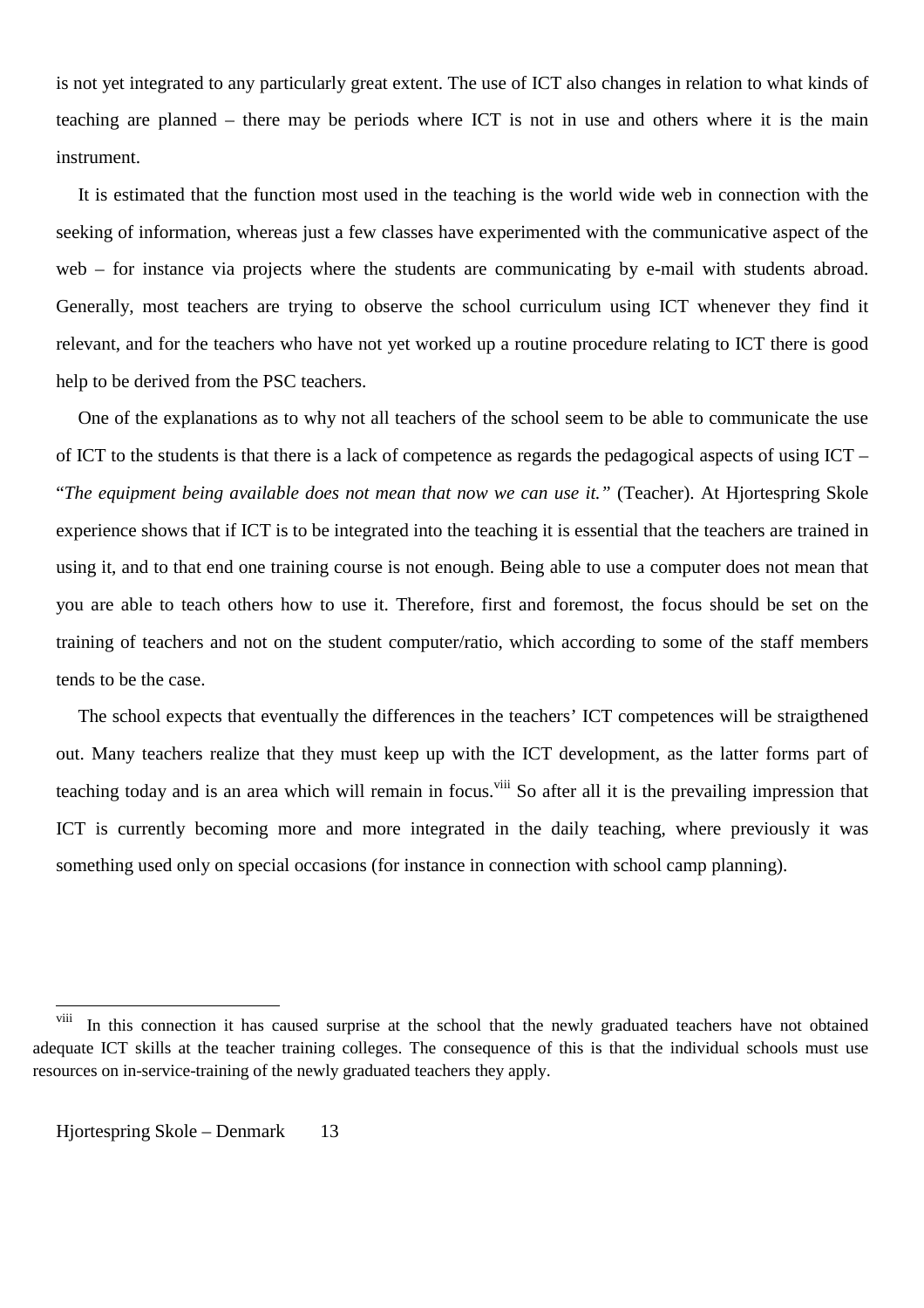is not yet integrated to any particularly great extent. The use of ICT also changes in relation to what kinds of teaching are planned – there may be periods where ICT is not in use and others where it is the main instrument.

It is estimated that the function most used in the teaching is the world wide web in connection with the seeking of information, whereas just a few classes have experimented with the communicative aspect of the web – for instance via projects where the students are communicating by e-mail with students abroad. Generally, most teachers are trying to observe the school curriculum using ICT whenever they find it relevant, and for the teachers who have not yet worked up a routine procedure relating to ICT there is good help to be derived from the PSC teachers.

One of the explanations as to why not all teachers of the school seem to be able to communicate the use of ICT to the students is that there is a lack of competence as regards the pedagogical aspects of using ICT – "*The equipment being available does not mean that now we can use it.*" (Teacher). At Hjortespring Skole experience shows that if ICT is to be integrated into the teaching it is essential that the teachers are trained in using it, and to that end one training course is not enough. Being able to use a computer does not mean that you are able to teach others how to use it. Therefore, first and foremost, the focus should be set on the training of teachers and not on the student computer/ratio, which according to some of the staff members tends to be the case.

The school expects that eventually the differences in the teachers' ICT competences will be straigthened out. Many teachers realize that they must keep up with the ICT development, as the latter forms part of teaching today and is an area which will remain in focus.[viii] So after all it is the prevailing impression that ICT is currently becoming more and more integrated in the daily teaching, where previously it was something used only on special occasions (for instance in connection with school camp planning).

---

[viii] In this connection it has caused surprise at the school that the newly graduated teachers have not obtained adequate ICT skills at the teacher training colleges. The consequence of this is that the individual schools must use resources on in-service-training of the newly graduated teachers they apply.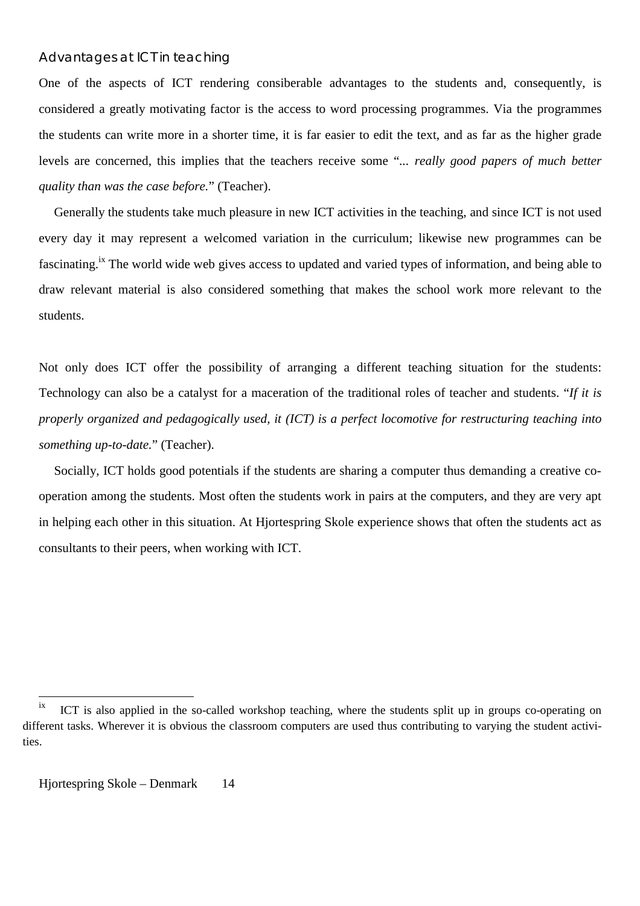### Advantages at ICT in teaching

One of the aspects of ICT rendering consiberable advantages to the students and, consequently, is considered a greatly motivating factor is the access to word processing programmes. Via the programmes the students can write more in a shorter time, it is far easier to edit the text, and as far as the higher grade levels are concerned, this implies that the teachers receive some "*... really good papers of much better quality than was the case before.*" (Teacher).

Generally the students take much pleasure in new ICT activities in the teaching, and since ICT is not used every day it may represent a welcomed variation in the curriculum; likewise new programmes can be fascinating.[ix] The world wide web gives access to updated and varied types of information, and being able to draw relevant material is also considered something that makes the school work more relevant to the students.

Not only does ICT offer the possibility of arranging a different teaching situation for the students: Technology can also be a catalyst for a maceration of the traditional roles of teacher and students. "*If it is properly organized and pedagogically used, it (ICT) is a perfect locomotive for restructuring teaching into something up-to-date.*" (Teacher).

Socially, ICT holds good potentials if the students are sharing a computer thus demanding a creative co-operation among the students. Most often the students work in pairs at the computers, and they are very apt in helping each other in this situation. At Hjortespring Skole experience shows that often the students act as consultants to their peers, when working with ICT.

---

[ix] ICT is also applied in the so-called workshop teaching, where the students split up in groups co-operating on different tasks. Wherever it is obvious the classroom computers are used thus contributing to varying the student activities.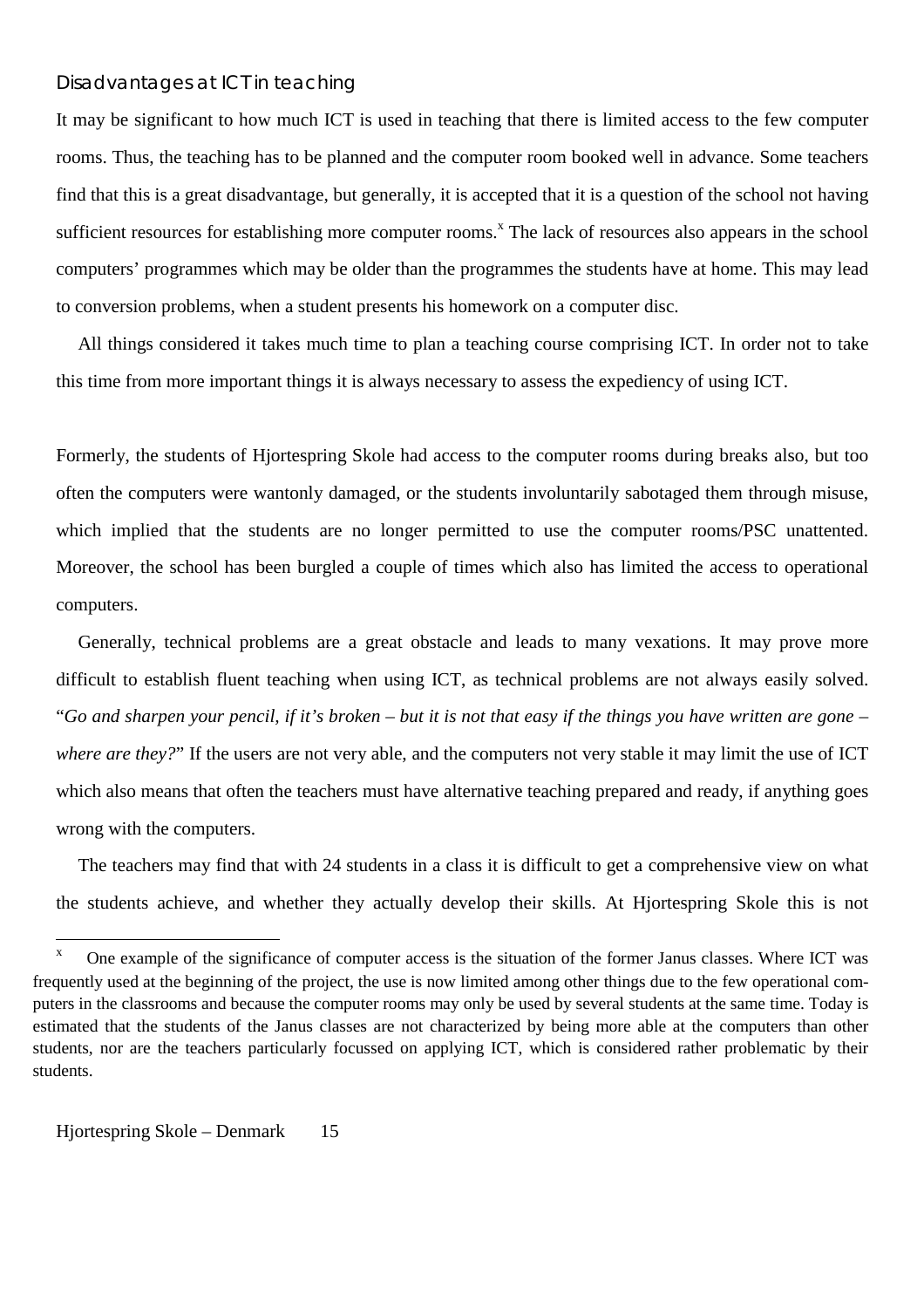### Disadvantages at ICT in teaching

It may be significant to how much ICT is used in teaching that there is limited access to the few computer rooms. Thus, the teaching has to be planned and the computer room booked well in advance. Some teachers find that this is a great disadvantage, but generally, it is accepted that it is a question of the school not having sufficient resources for establishing more computer rooms.[x] The lack of resources also appears in the school computers' programmes which may be older than the programmes the students have at home. This may lead to conversion problems, when a student presents his homework on a computer disc.

All things considered it takes much time to plan a teaching course comprising ICT. In order not to take this time from more important things it is always necessary to assess the expediency of using ICT.

Formerly, the students of Hjortespring Skole had access to the computer rooms during breaks also, but too often the computers were wantonly damaged, or the students involuntarily sabotaged them through misuse, which implied that the students are no longer permitted to use the computer rooms/PSC unattented. Moreover, the school has been burgled a couple of times which also has limited the access to operational computers.

Generally, technical problems are a great obstacle and leads to many vexations. It may prove more difficult to establish fluent teaching when using ICT, as technical problems are not always easily solved. "*Go and sharpen your pencil, if it's broken – but it is not that easy if the things you have written are gone – where are they?*" If the users are not very able, and the computers not very stable it may limit the use of ICT which also means that often the teachers must have alternative teaching prepared and ready, if anything goes wrong with the computers.

The teachers may find that with 24 students in a class it is difficult to get a comprehensive view on what the students achieve, and whether they actually develop their skills. At Hjortespring Skole this is not

---

[x] One example of the significance of computer access is the situation of the former Janus classes. Where ICT was frequently used at the beginning of the project, the use is now limited among other things due to the few operational computers in the classrooms and because the computer rooms may only be used by several students at the same time. Today is estimated that the students of the Janus classes are not characterized by being more able at the computers than other students, nor are the teachers particularly focussed on applying ICT, which is considered rather problematic by their students.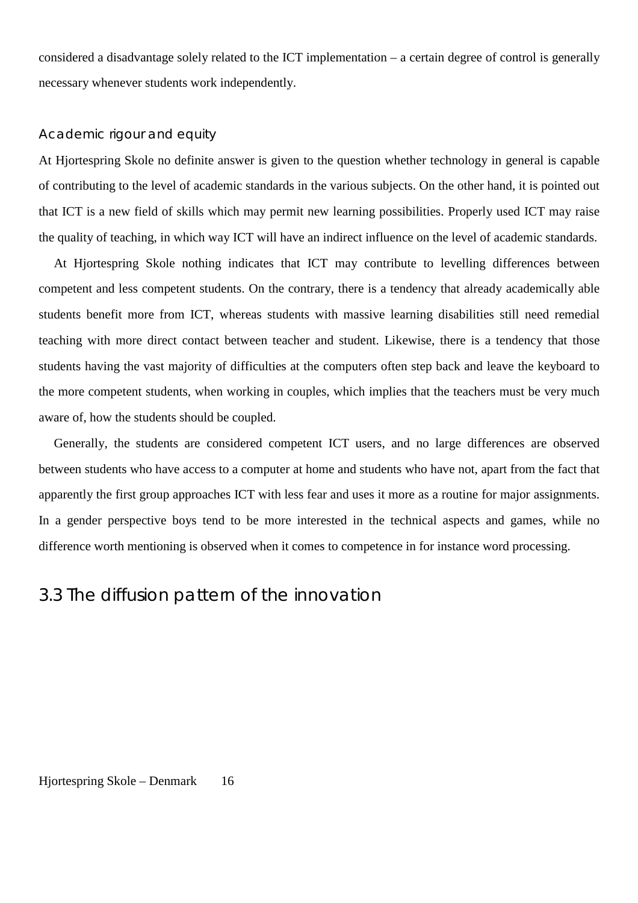considered a disadvantage solely related to the ICT implementation – a certain degree of control is generally necessary whenever students work independently.

### Academic rigour and equity

At Hjortespring Skole no definite answer is given to the question whether technology in general is capable of contributing to the level of academic standards in the various subjects. On the other hand, it is pointed out that ICT is a new field of skills which may permit new learning possibilities. Properly used ICT may raise the quality of teaching, in which way ICT will have an indirect influence on the level of academic standards.

At Hjortespring Skole nothing indicates that ICT may contribute to levelling differences between competent and less competent students. On the contrary, there is a tendency that already academically able students benefit more from ICT, whereas students with massive learning disabilities still need remedial teaching with more direct contact between teacher and student. Likewise, there is a tendency that those students having the vast majority of difficulties at the computers often step back and leave the keyboard to the more competent students, when working in couples, which implies that the teachers must be very much aware of, how the students should be coupled.

Generally, the students are considered competent ICT users, and no large differences are observed between students who have access to a computer at home and students who have not, apart from the fact that apparently the first group approaches ICT with less fear and uses it more as a routine for major assignments. In a gender perspective boys tend to be more interested in the technical aspects and games, while no difference worth mentioning is observed when it comes to competence in for instance word processing.

## 3.3 The diffusion pattern of the innovation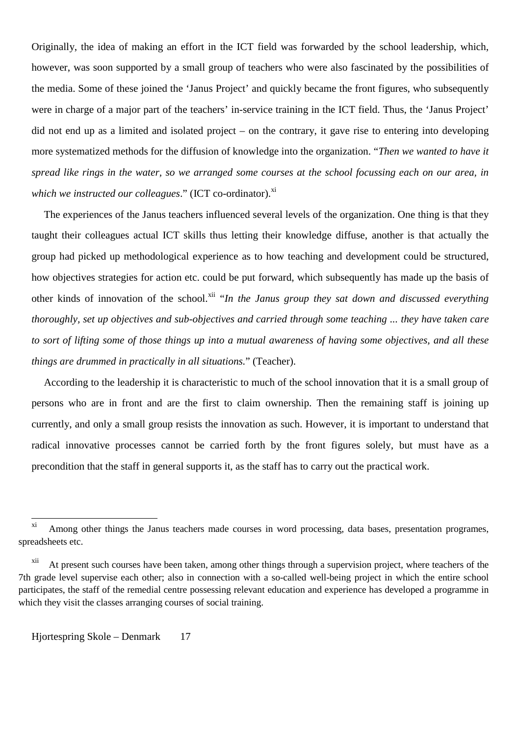Originally, the idea of making an effort in the ICT field was forwarded by the school leadership, which, however, was soon supported by a small group of teachers who were also fascinated by the possibilities of the media. Some of these joined the 'Janus Project' and quickly became the front figures, who subsequently were in charge of a major part of the teachers' in-service training in the ICT field. Thus, the 'Janus Project' did not end up as a limited and isolated project – on the contrary, it gave rise to entering into developing more systematized methods for the diffusion of knowledge into the organization. "*Then we wanted to have it spread like rings in the water, so we arranged some courses at the school focussing each on our area, in which we instructed our colleagues*." (ICT co-ordinator).[xi]

The experiences of the Janus teachers influenced several levels of the organization. One thing is that they taught their colleagues actual ICT skills thus letting their knowledge diffuse, another is that actually the group had picked up methodological experience as to how teaching and development could be structured, how objectives strategies for action etc. could be put forward, which subsequently has made up the basis of other kinds of innovation of the school.[xii] "*In the Janus group they sat down and discussed everything thoroughly, set up objectives and sub-objectives and carried through some teaching ... they have taken care to sort of lifting some of those things up into a mutual awareness of having some objectives, and all these things are drummed in practically in all situations.*" (Teacher).

According to the leadership it is characteristic to much of the school innovation that it is a small group of persons who are in front and are the first to claim ownership. Then the remaining staff is joining up currently, and only a small group resists the innovation as such. However, it is important to understand that radical innovative processes cannot be carried forth by the front figures solely, but must have as a precondition that the staff in general supports it, as the staff has to carry out the practical work.

---

[xi] Among other things the Janus teachers made courses in word processing, data bases, presentation programes, spreadsheets etc.

[xii] At present such courses have been taken, among other things through a supervision project, where teachers of the 7th grade level supervise each other; also in connection with a so-called well-being project in which the entire school participates, the staff of the remedial centre possessing relevant education and experience has developed a programme in which they visit the classes arranging courses of social training.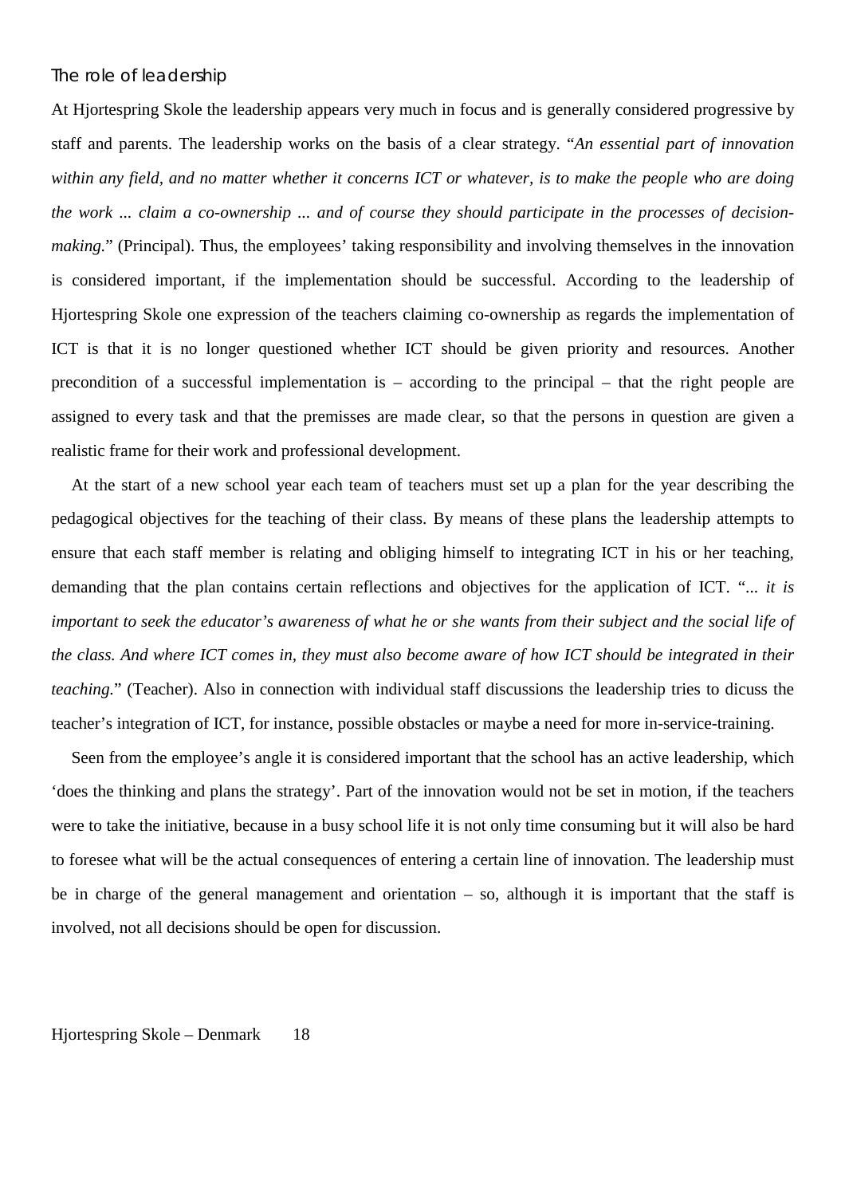### The role of leadership

At Hjortespring Skole the leadership appears very much in focus and is generally considered progressive by staff and parents. The leadership works on the basis of a clear strategy. "*An essential part of innovation within any field, and no matter whether it concerns ICT or whatever, is to make the people who are doing the work ... claim a co-ownership ... and of course they should participate in the processes of decision-making.*" (Principal). Thus, the employees' taking responsibility and involving themselves in the innovation is considered important, if the implementation should be successful. According to the leadership of Hjortespring Skole one expression of the teachers claiming co-ownership as regards the implementation of ICT is that it is no longer questioned whether ICT should be given priority and resources. Another precondition of a successful implementation is – according to the principal – that the right people are assigned to every task and that the premisses are made clear, so that the persons in question are given a realistic frame for their work and professional development.

At the start of a new school year each team of teachers must set up a plan for the year describing the pedagogical objectives for the teaching of their class. By means of these plans the leadership attempts to ensure that each staff member is relating and obliging himself to integrating ICT in his or her teaching, demanding that the plan contains certain reflections and objectives for the application of ICT. "*... it is important to seek the educator's awareness of what he or she wants from their subject and the social life of the class. And where ICT comes in, they must also become aware of how ICT should be integrated in their teaching.*" (Teacher). Also in connection with individual staff discussions the leadership tries to dicuss the teacher's integration of ICT, for instance, possible obstacles or maybe a need for more in-service-training.

Seen from the employee's angle it is considered important that the school has an active leadership, which 'does the thinking and plans the strategy'. Part of the innovation would not be set in motion, if the teachers were to take the initiative, because in a busy school life it is not only time consuming but it will also be hard to foresee what will be the actual consequences of entering a certain line of innovation. The leadership must be in charge of the general management and orientation – so, although it is important that the staff is involved, not all decisions should be open for discussion.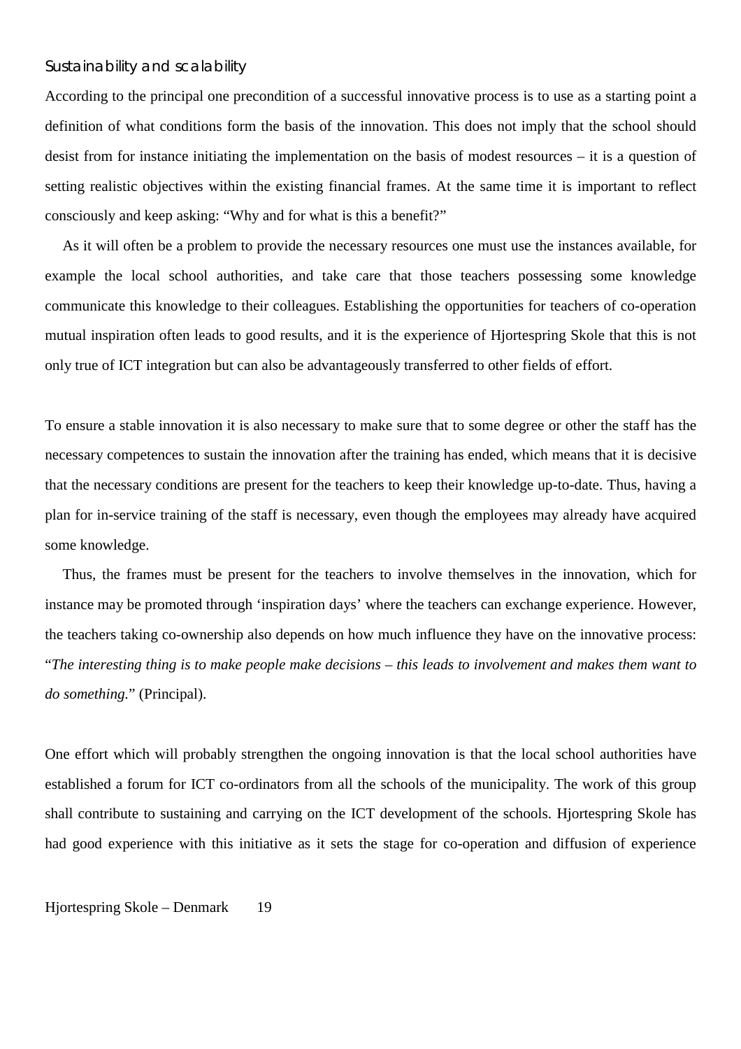### Sustainability and scalability

According to the principal one precondition of a successful innovative process is to use as a starting point a definition of what conditions form the basis of the innovation. This does not imply that the school should desist from for instance initiating the implementation on the basis of modest resources – it is a question of setting realistic objectives within the existing financial frames. At the same time it is important to reflect consciously and keep asking: "Why and for what is this a benefit?"

As it will often be a problem to provide the necessary resources one must use the instances available, for example the local school authorities, and take care that those teachers possessing some knowledge communicate this knowledge to their colleagues. Establishing the opportunities for teachers of co-operation mutual inspiration often leads to good results, and it is the experience of Hjortespring Skole that this is not only true of ICT integration but can also be advantageously transferred to other fields of effort.

To ensure a stable innovation it is also necessary to make sure that to some degree or other the staff has the necessary competences to sustain the innovation after the training has ended, which means that it is decisive that the necessary conditions are present for the teachers to keep their knowledge up-to-date. Thus, having a plan for in-service training of the staff is necessary, even though the employees may already have acquired some knowledge.

Thus, the frames must be present for the teachers to involve themselves in the innovation, which for instance may be promoted through 'inspiration days' where the teachers can exchange experience. However, the teachers taking co-ownership also depends on how much influence they have on the innovative process: "*The interesting thing is to make people make decisions – this leads to involvement and makes them want to do something.*" (Principal).

One effort which will probably strengthen the ongoing innovation is that the local school authorities have established a forum for ICT co-ordinators from all the schools of the municipality. The work of this group shall contribute to sustaining and carrying on the ICT development of the schools. Hjortespring Skole has had good experience with this initiative as it sets the stage for co-operation and diffusion of experience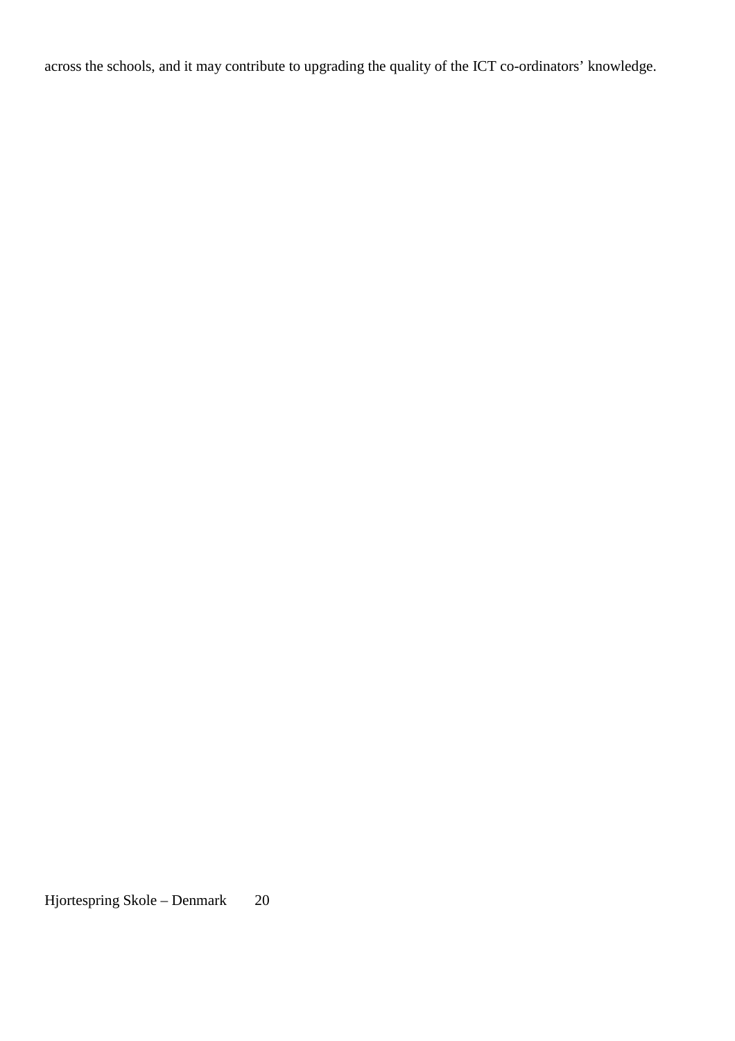across the schools, and it may contribute to upgrading the quality of the ICT co-ordinators' knowledge.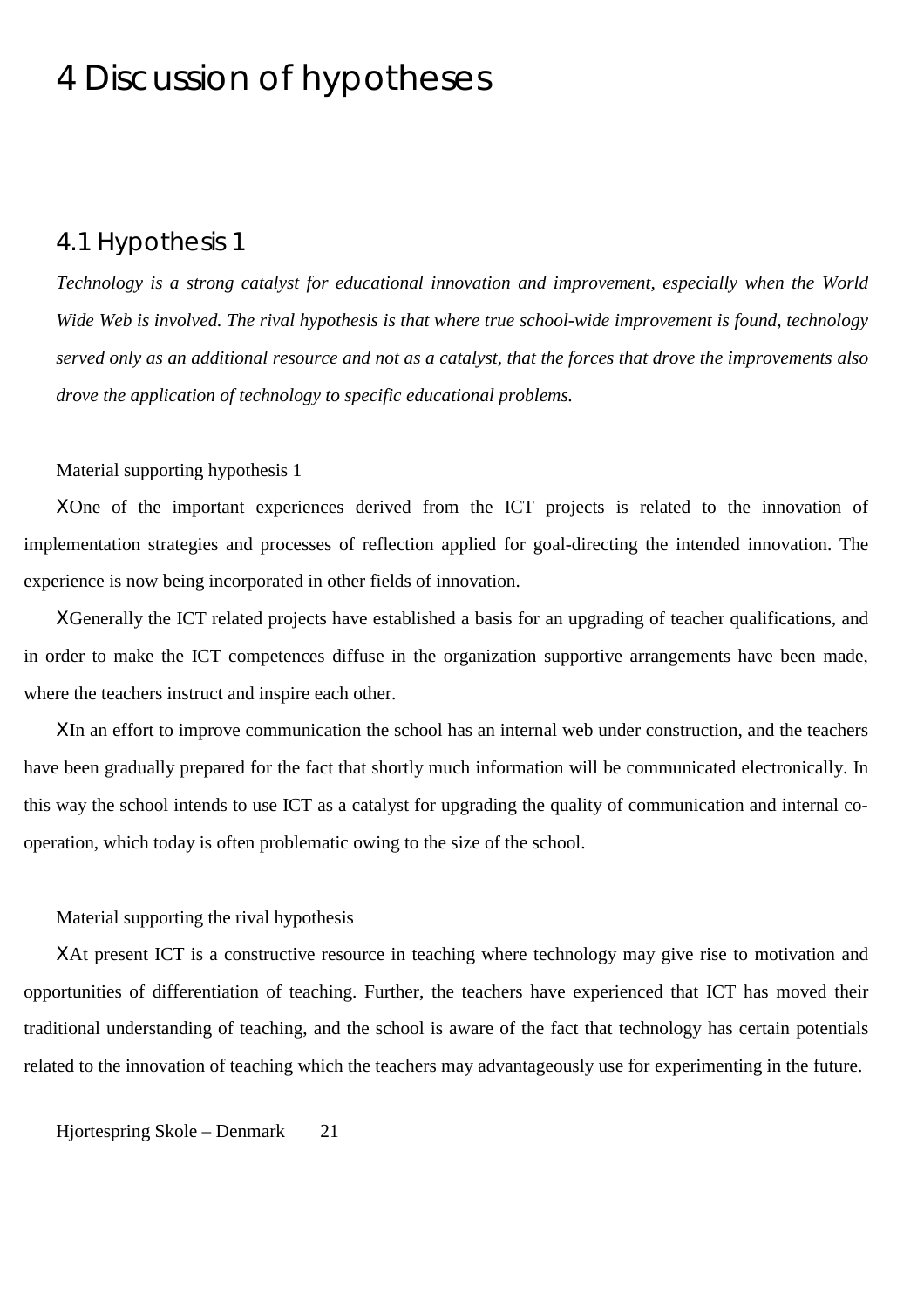# 4 Discussion of hypotheses

## 4.1 Hypothesis 1

*Technology is a strong catalyst for educational innovation and improvement, especially when the World Wide Web is involved. The rival hypothesis is that where true school-wide improvement is found, technology served only as an additional resource and not as a catalyst, that the forces that drove the improvements also drove the application of technology to specific educational problems.*

Material supporting hypothesis 1

- One of the important experiences derived from the ICT projects is related to the innovation of implementation strategies and processes of reflection applied for goal-directing the intended innovation. The experience is now being incorporated in other fields of innovation.
- Generally the ICT related projects have established a basis for an upgrading of teacher qualifications, and in order to make the ICT competences diffuse in the organization supportive arrangements have been made, where the teachers instruct and inspire each other.
- In an effort to improve communication the school has an internal web under construction, and the teachers have been gradually prepared for the fact that shortly much information will be communicated electronically. In this way the school intends to use ICT as a catalyst for upgrading the quality of communication and internal co-operation, which today is often problematic owing to the size of the school.

Material supporting the rival hypothesis

- At present ICT is a constructive resource in teaching where technology may give rise to motivation and opportunities of differentiation of teaching. Further, the teachers have experienced that ICT has moved their traditional understanding of teaching, and the school is aware of the fact that technology has certain potentials related to the innovation of teaching which the teachers may advantageously use for experimenting in the future.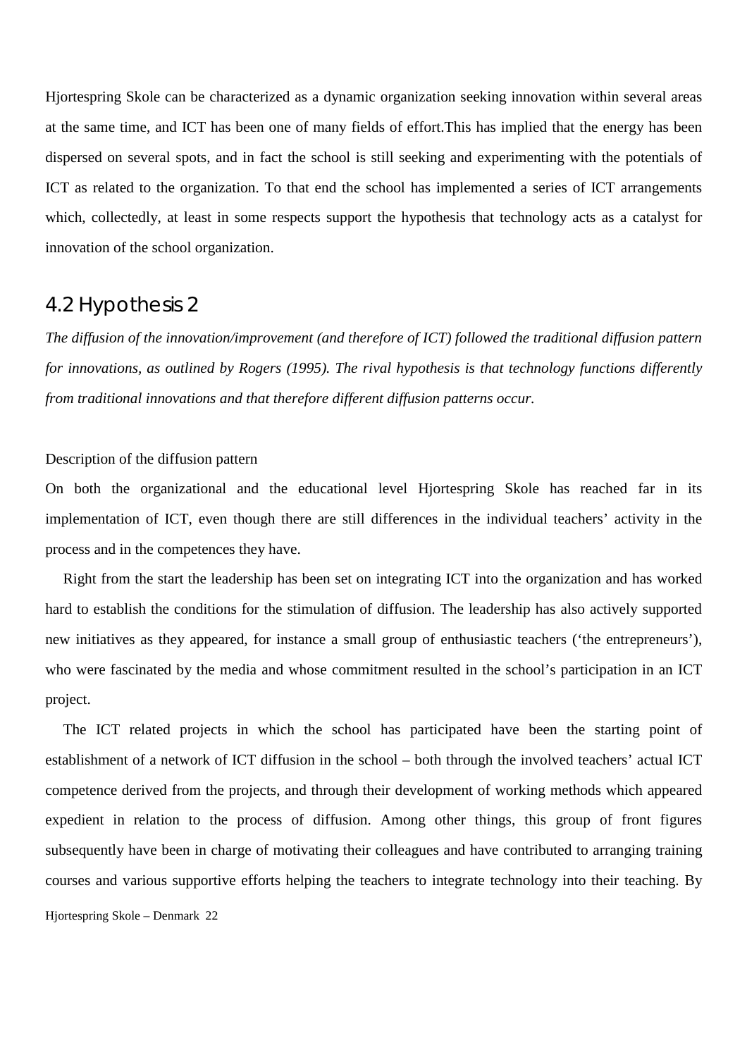Hjortespring Skole can be characterized as a dynamic organization seeking innovation within several areas at the same time, and ICT has been one of many fields of effort.This has implied that the energy has been dispersed on several spots, and in fact the school is still seeking and experimenting with the potentials of ICT as related to the organization. To that end the school has implemented a series of ICT arrangements which, collectedly, at least in some respects support the hypothesis that technology acts as a catalyst for innovation of the school organization.

## 4.2 Hypothesis 2

*The diffusion of the innovation/improvement (and therefore of ICT) followed the traditional diffusion pattern for innovations, as outlined by Rogers (1995). The rival hypothesis is that technology functions differently from traditional innovations and that therefore different diffusion patterns occur.*

Description of the diffusion pattern

On both the organizational and the educational level Hjortespring Skole has reached far in its implementation of ICT, even though there are still differences in the individual teachers' activity in the process and in the competences they have.

Right from the start the leadership has been set on integrating ICT into the organization and has worked hard to establish the conditions for the stimulation of diffusion. The leadership has also actively supported new initiatives as they appeared, for instance a small group of enthusiastic teachers ('the entrepreneurs'), who were fascinated by the media and whose commitment resulted in the school's participation in an ICT project.

The ICT related projects in which the school has participated have been the starting point of establishment of a network of ICT diffusion in the school – both through the involved teachers' actual ICT competence derived from the projects, and through their development of working methods which appeared expedient in relation to the process of diffusion. Among other things, this group of front figures subsequently have been in charge of motivating their colleagues and have contributed to arranging training courses and various supportive efforts helping the teachers to integrate technology into their teaching. By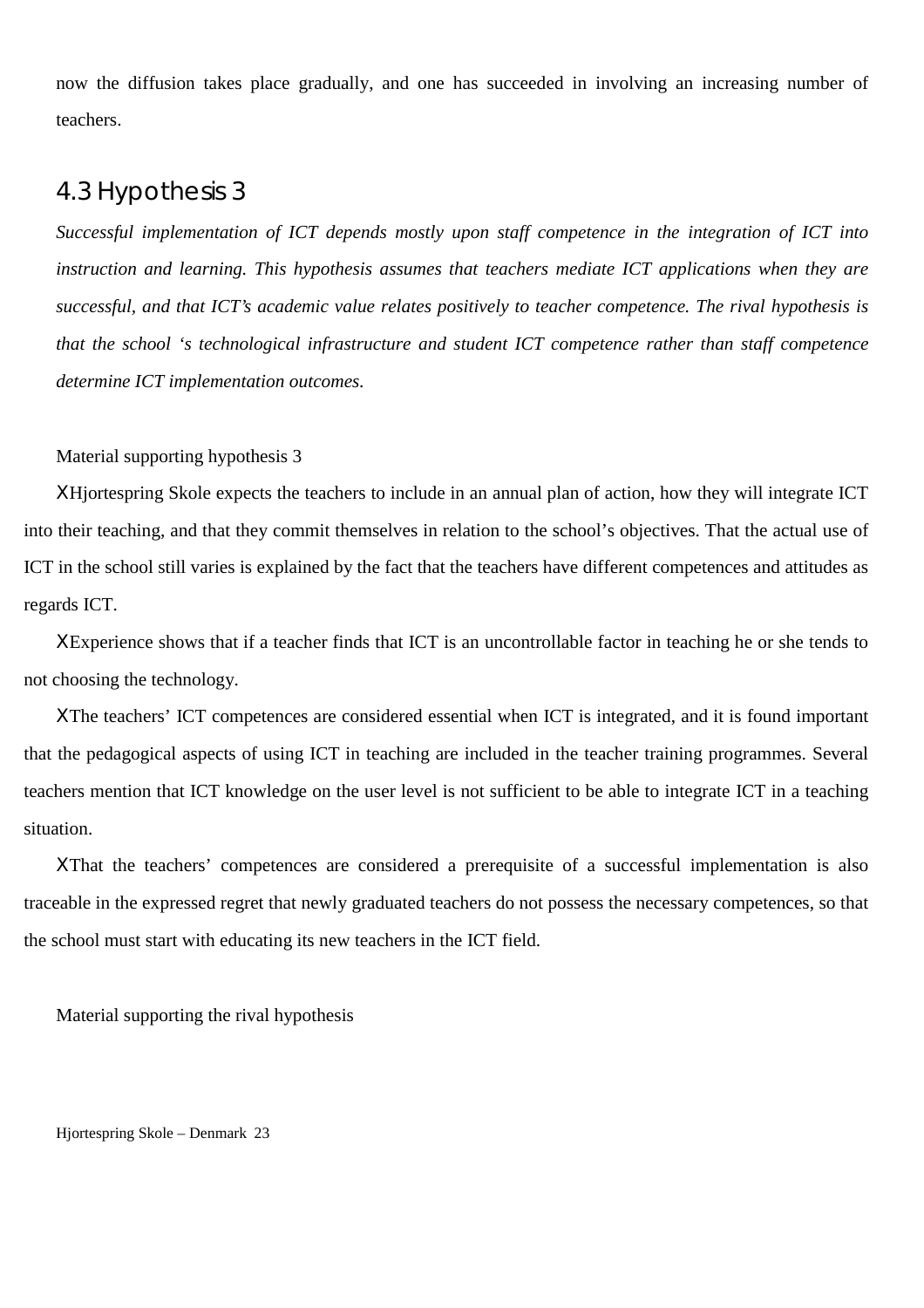now the diffusion takes place gradually, and one has succeeded in involving an increasing number of teachers.

## 4.3 Hypothesis 3

*Successful implementation of ICT depends mostly upon staff competence in the integration of ICT into instruction and learning. This hypothesis assumes that teachers mediate ICT applications when they are successful, and that ICT's academic value relates positively to teacher competence. The rival hypothesis is that the school 's technological infrastructure and student ICT competence rather than staff competence determine ICT implementation outcomes.*

Material supporting hypothesis 3

- Hjortespring Skole expects the teachers to include in an annual plan of action, how they will integrate ICT into their teaching, and that they commit themselves in relation to the school's objectives. That the actual use of ICT in the school still varies is explained by the fact that the teachers have different competences and attitudes as regards ICT.
- Experience shows that if a teacher finds that ICT is an uncontrollable factor in teaching he or she tends to not choosing the technology.
- The teachers' ICT competences are considered essential when ICT is integrated, and it is found important that the pedagogical aspects of using ICT in teaching are included in the teacher training programmes. Several teachers mention that ICT knowledge on the user level is not sufficient to be able to integrate ICT in a teaching situation.
- That the teachers' competences are considered a prerequisite of a successful implementation is also traceable in the expressed regret that newly graduated teachers do not possess the necessary competences, so that the school must start with educating its new teachers in the ICT field.

Material supporting the rival hypothesis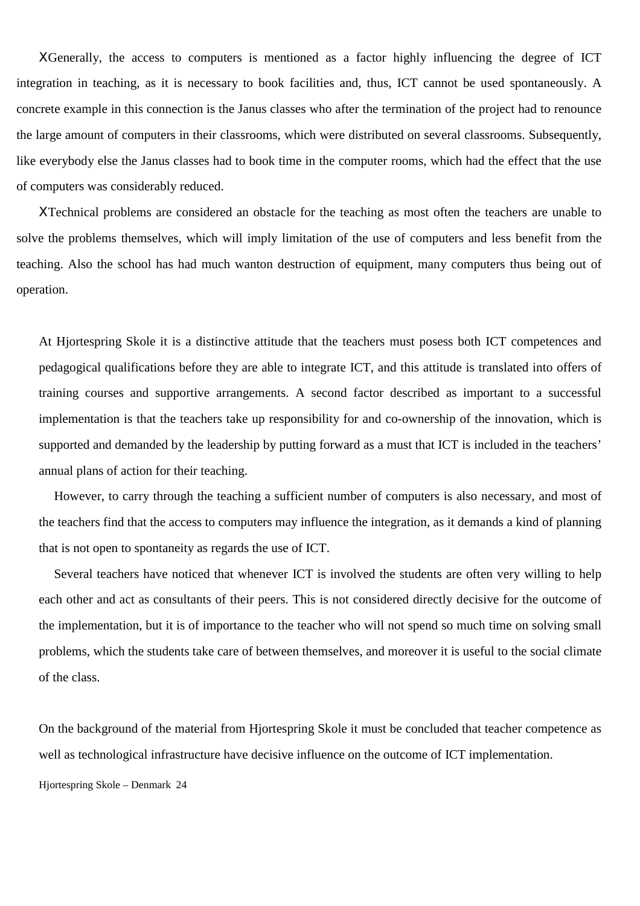XGenerally, the access to computers is mentioned as a factor highly influencing the degree of ICT integration in teaching, as it is necessary to book facilities and, thus, ICT cannot be used spontaneously. A concrete example in this connection is the Janus classes who after the termination of the project had to renounce the large amount of computers in their classrooms, which were distributed on several classrooms. Subsequently, like everybody else the Janus classes had to book time in the computer rooms, which had the effect that the use of computers was considerably reduced.

XTechnical problems are considered an obstacle for the teaching as most often the teachers are unable to solve the problems themselves, which will imply limitation of the use of computers and less benefit from the teaching. Also the school has had much wanton destruction of equipment, many computers thus being out of operation.

At Hjortespring Skole it is a distinctive attitude that the teachers must posess both ICT competences and pedagogical qualifications before they are able to integrate ICT, and this attitude is translated into offers of training courses and supportive arrangements. A second factor described as important to a successful implementation is that the teachers take up responsibility for and co-ownership of the innovation, which is supported and demanded by the leadership by putting forward as a must that ICT is included in the teachers' annual plans of action for their teaching.

However, to carry through the teaching a sufficient number of computers is also necessary, and most of the teachers find that the access to computers may influence the integration, as it demands a kind of planning that is not open to spontaneity as regards the use of ICT.

Several teachers have noticed that whenever ICT is involved the students are often very willing to help each other and act as consultants of their peers. This is not considered directly decisive for the outcome of the implementation, but it is of importance to the teacher who will not spend so much time on solving small problems, which the students take care of between themselves, and moreover it is useful to the social climate of the class.

On the background of the material from Hjortespring Skole it must be concluded that teacher competence as well as technological infrastructure have decisive influence on the outcome of ICT implementation.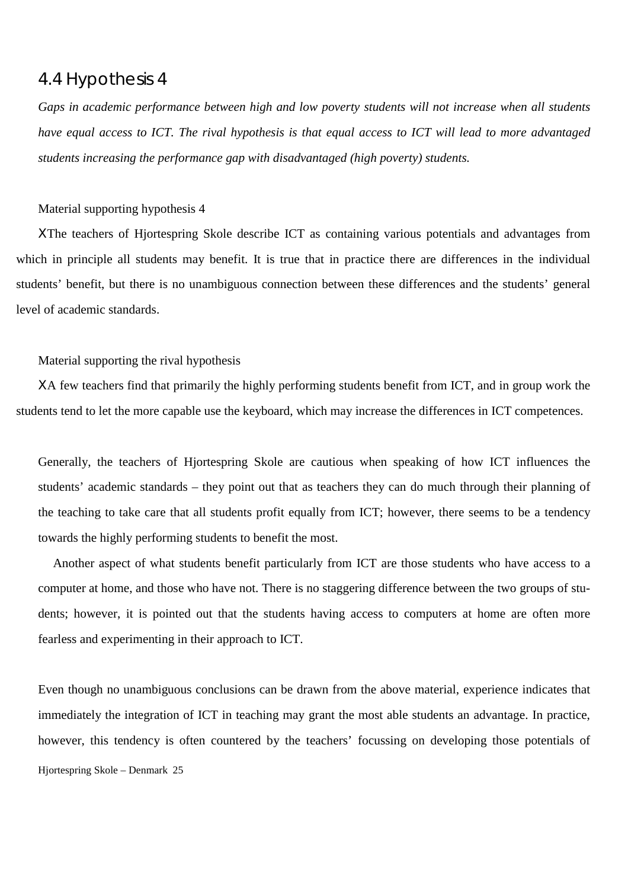## 4.4 Hypothesis 4

*Gaps in academic performance between high and low poverty students will not increase when all students have equal access to ICT. The rival hypothesis is that equal access to ICT will lead to more advantaged students increasing the performance gap with disadvantaged (high poverty) students.*

Material supporting hypothesis 4

- The teachers of Hjortespring Skole describe ICT as containing various potentials and advantages from which in principle all students may benefit. It is true that in practice there are differences in the individual students' benefit, but there is no unambiguous connection between these differences and the students' general level of academic standards.

Material supporting the rival hypothesis

- A few teachers find that primarily the highly performing students benefit from ICT, and in group work the students tend to let the more capable use the keyboard, which may increase the differences in ICT competences.

Generally, the teachers of Hjortespring Skole are cautious when speaking of how ICT influences the students' academic standards – they point out that as teachers they can do much through their planning of the teaching to take care that all students profit equally from ICT; however, there seems to be a tendency towards the highly performing students to benefit the most.

Another aspect of what students benefit particularly from ICT are those students who have access to a computer at home, and those who have not. There is no staggering difference between the two groups of students; however, it is pointed out that the students having access to computers at home are often more fearless and experimenting in their approach to ICT.

Even though no unambiguous conclusions can be drawn from the above material, experience indicates that immediately the integration of ICT in teaching may grant the most able students an advantage. In practice, however, this tendency is often countered by the teachers' focussing on developing those potentials of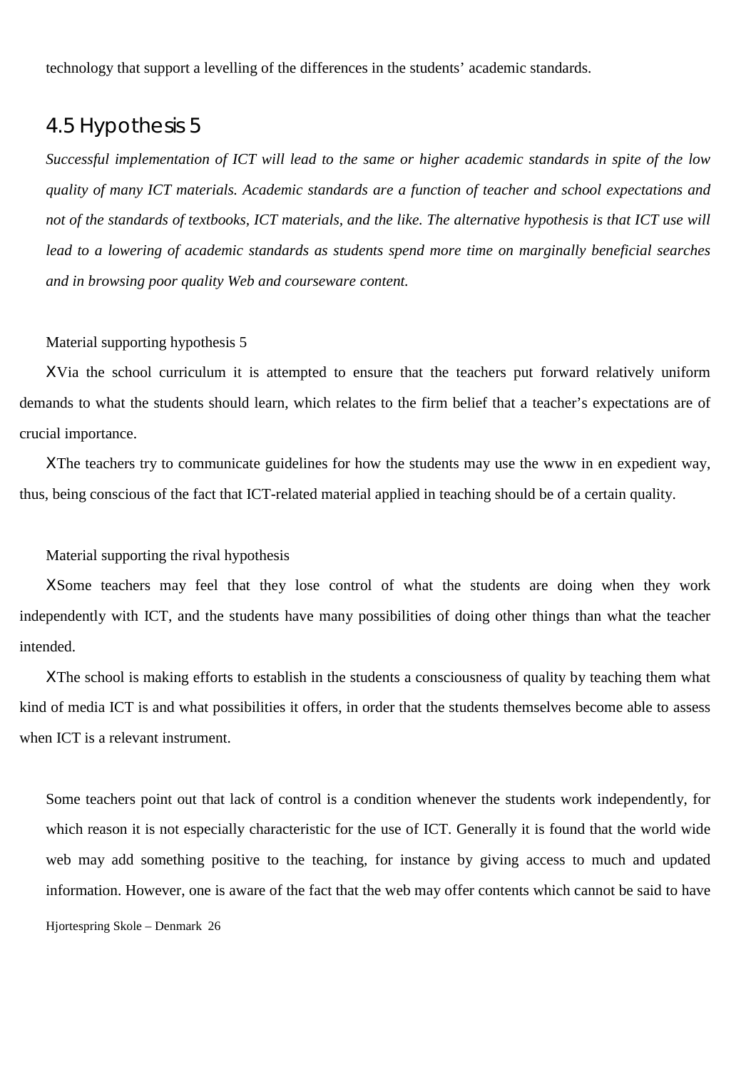technology that support a levelling of the differences in the students' academic standards.

## 4.5 Hypothesis 5

*Successful implementation of ICT will lead to the same or higher academic standards in spite of the low quality of many ICT materials. Academic standards are a function of teacher and school expectations and not of the standards of textbooks, ICT materials, and the like. The alternative hypothesis is that ICT use will lead to a lowering of academic standards as students spend more time on marginally beneficial searches and in browsing poor quality Web and courseware content.*

Material supporting hypothesis 5

- Via the school curriculum it is attempted to ensure that the teachers put forward relatively uniform demands to what the students should learn, which relates to the firm belief that a teacher's expectations are of crucial importance.
- The teachers try to communicate guidelines for how the students may use the www in en expedient way, thus, being conscious of the fact that ICT-related material applied in teaching should be of a certain quality.

Material supporting the rival hypothesis

- Some teachers may feel that they lose control of what the students are doing when they work independently with ICT, and the students have many possibilities of doing other things than what the teacher intended.
- The school is making efforts to establish in the students a consciousness of quality by teaching them what kind of media ICT is and what possibilities it offers, in order that the students themselves become able to assess when ICT is a relevant instrument.

Some teachers point out that lack of control is a condition whenever the students work independently, for which reason it is not especially characteristic for the use of ICT. Generally it is found that the world wide web may add something positive to the teaching, for instance by giving access to much and updated information. However, one is aware of the fact that the web may offer contents which cannot be said to have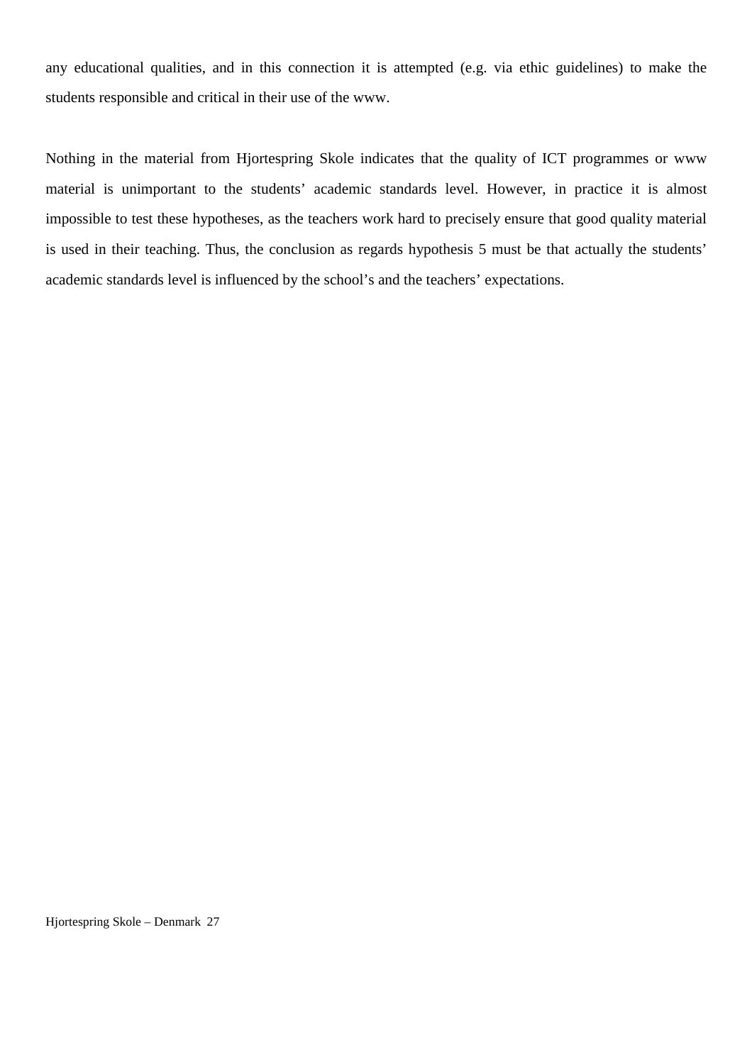any educational qualities, and in this connection it is attempted (e.g. via ethic guidelines) to make the students responsible and critical in their use of the www.

Nothing in the material from Hjortespring Skole indicates that the quality of ICT programmes or www material is unimportant to the students' academic standards level. However, in practice it is almost impossible to test these hypotheses, as the teachers work hard to precisely ensure that good quality material is used in their teaching. Thus, the conclusion as regards hypothesis 5 must be that actually the students' academic standards level is influenced by the school's and the teachers' expectations.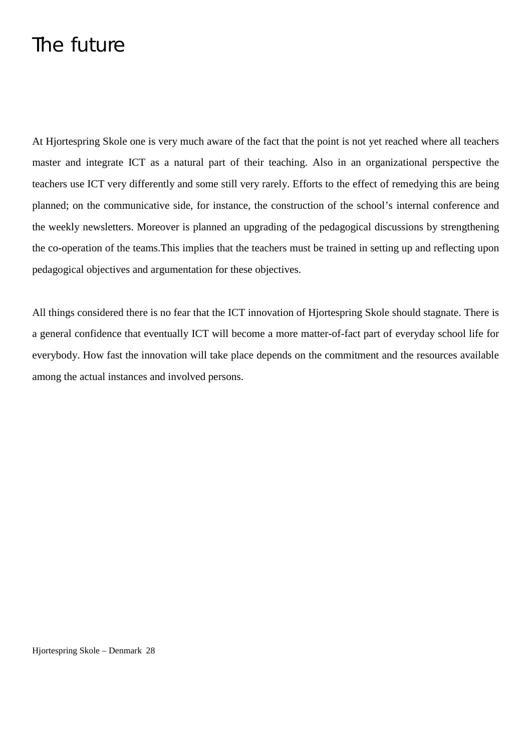# The future

At Hjortespring Skole one is very much aware of the fact that the point is not yet reached where all teachers master and integrate ICT as a natural part of their teaching. Also in an organizational perspective the teachers use ICT very differently and some still very rarely. Efforts to the effect of remedying this are being planned; on the communicative side, for instance, the construction of the school's internal conference and the weekly newsletters. Moreover is planned an upgrading of the pedagogical discussions by strengthening the co-operation of the teams.This implies that the teachers must be trained in setting up and reflecting upon pedagogical objectives and argumentation for these objectives.

All things considered there is no fear that the ICT innovation of Hjortespring Skole should stagnate. There is a general confidence that eventually ICT will become a more matter-of-fact part of everyday school life for everybody. How fast the innovation will take place depends on the commitment and the resources available among the actual instances and involved persons.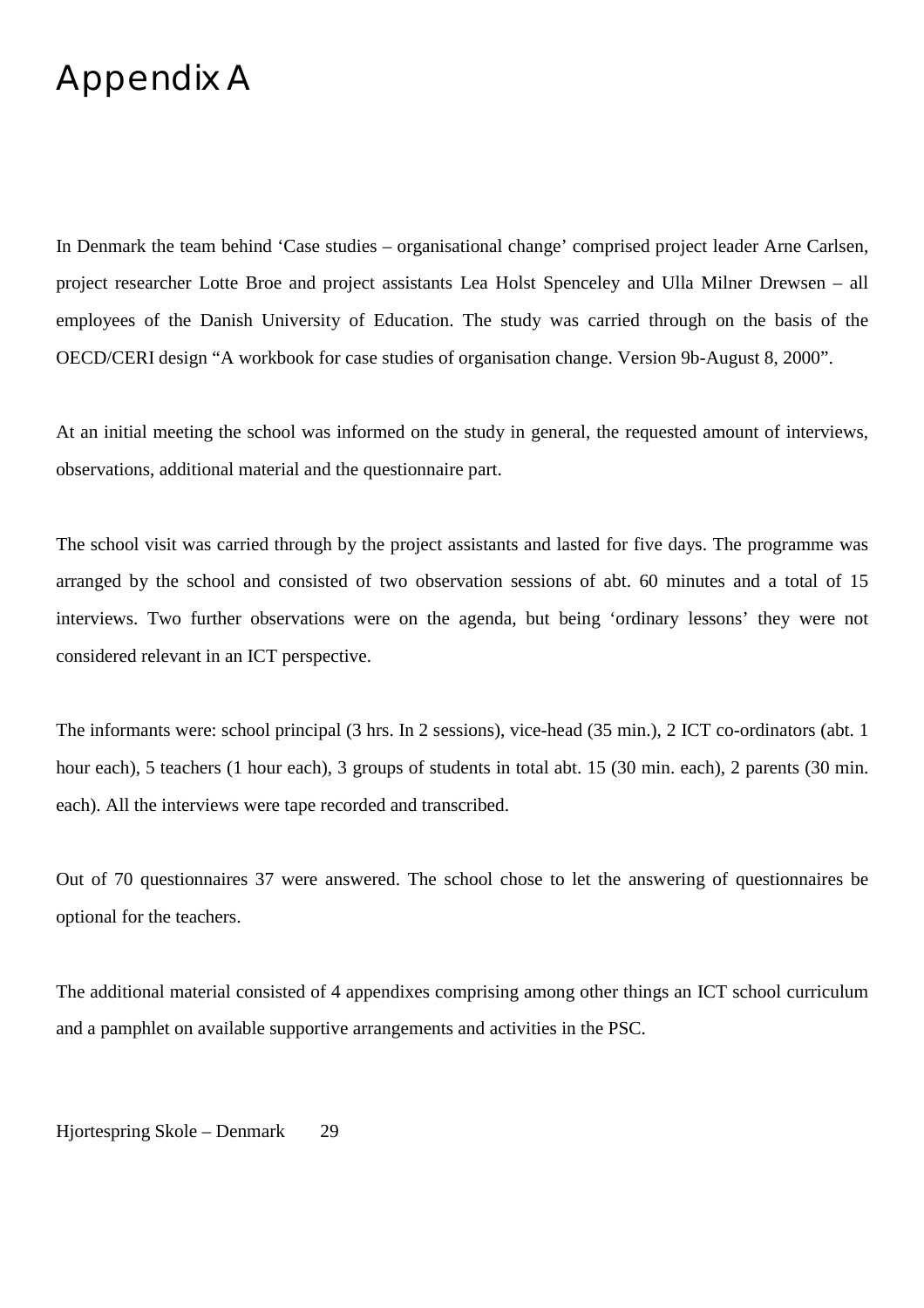# Appendix A

In Denmark the team behind 'Case studies – organisational change' comprised project leader Arne Carlsen, project researcher Lotte Broe and project assistants Lea Holst Spenceley and Ulla Milner Drewsen – all employees of the Danish University of Education. The study was carried through on the basis of the OECD/CERI design "A workbook for case studies of organisation change. Version 9b-August 8, 2000".

At an initial meeting the school was informed on the study in general, the requested amount of interviews, observations, additional material and the questionnaire part.

The school visit was carried through by the project assistants and lasted for five days. The programme was arranged by the school and consisted of two observation sessions of abt. 60 minutes and a total of 15 interviews. Two further observations were on the agenda, but being 'ordinary lessons' they were not considered relevant in an ICT perspective.

The informants were: school principal (3 hrs. In 2 sessions), vice-head (35 min.), 2 ICT co-ordinators (abt. 1 hour each), 5 teachers (1 hour each), 3 groups of students in total abt. 15 (30 min. each), 2 parents (30 min. each). All the interviews were tape recorded and transcribed.

Out of 70 questionnaires 37 were answered. The school chose to let the answering of questionnaires be optional for the teachers.

The additional material consisted of 4 appendixes comprising among other things an ICT school curriculum and a pamphlet on available supportive arrangements and activities in the PSC.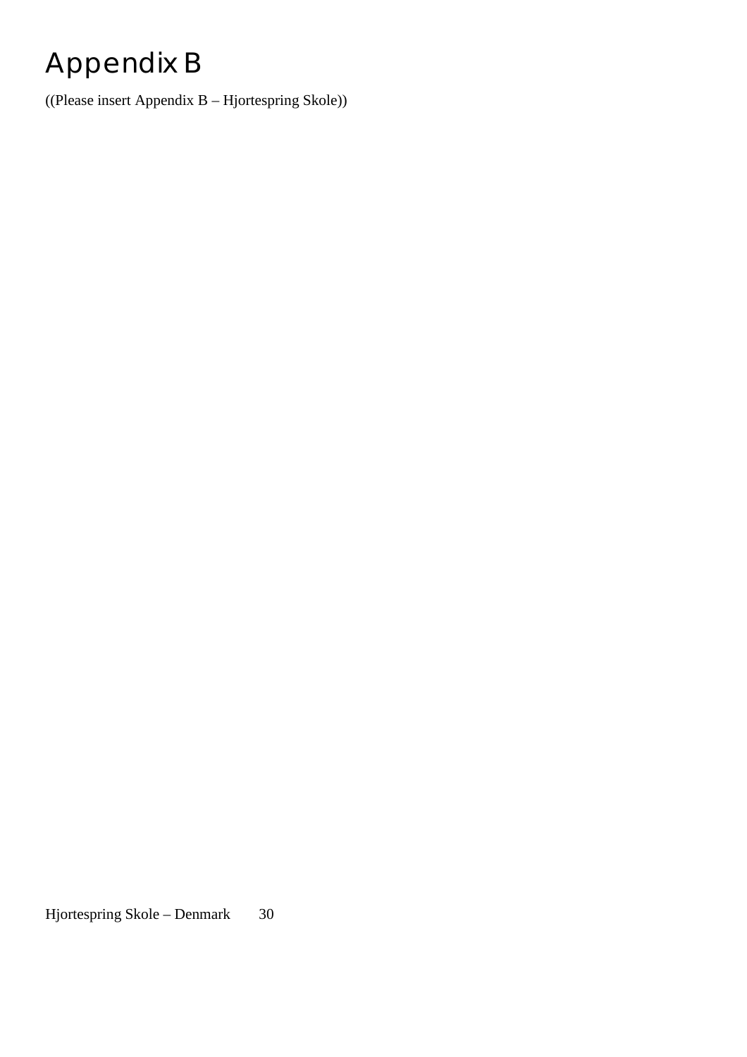# Appendix B

((Please insert Appendix B – Hjortespring Skole))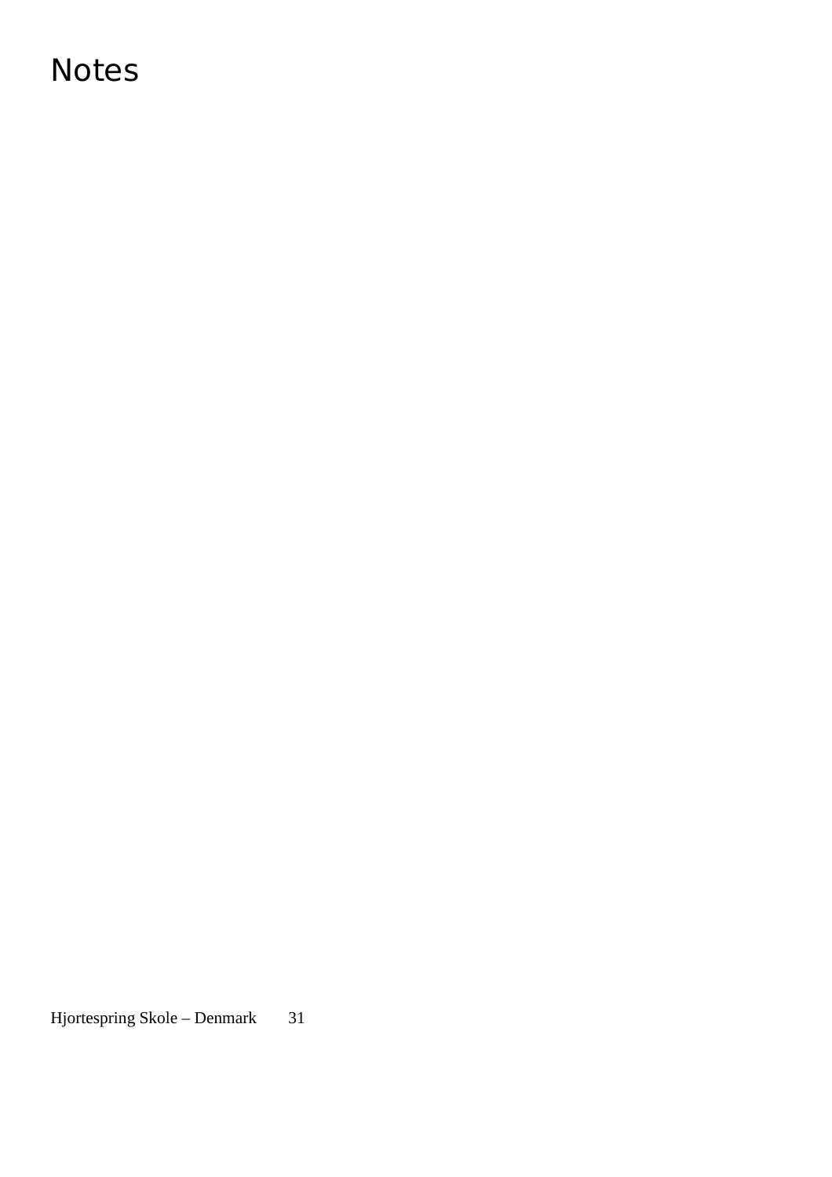# Notes